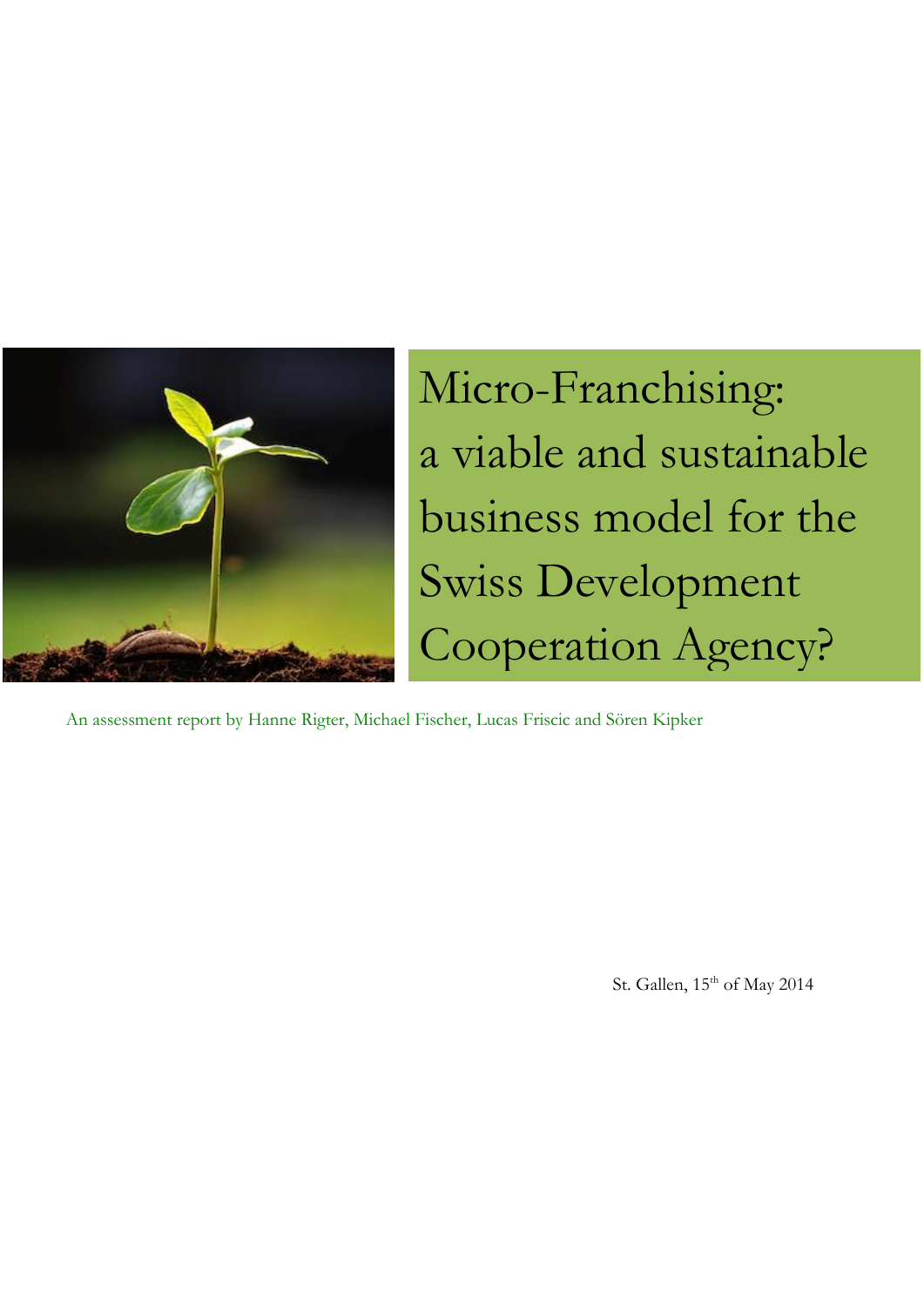# Micro-Franchising: a viable and sustainable business model for the Swiss Development Cooperation Agency?

An assessment report by Hanne Rigter, Michael Fischer, Lucas Friscic and Sören Kipker

St. Gallen, 15th of May 2014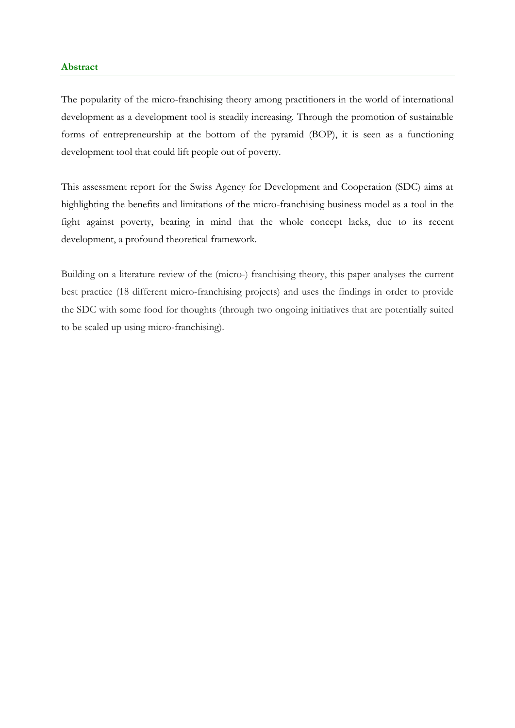## Abstract

The popularity of the micro-franchising theory among practitioners in the world of international development as a development tool is steadily increasing. Through the promotion of sustainable forms of entrepreneurship at the bottom of the pyramid (BOP), it is seen as a functioning development tool that could lift people out of poverty.

This assessment report for the Swiss Agency for Development and Cooperation (SDC) aims at highlighting the benefits and limitations of the micro-franchising business model as a tool in the fight against poverty, bearing in mind that the whole concept lacks, due to its recent development, a profound theoretical framework.

Building on a literature review of the (micro-) franchising theory, this paper analyses the current best practice (18 different micro-franchising projects) and uses the findings in order to provide the SDC with some food for thoughts (through two ongoing initiatives that are potentially suited to be scaled up using micro-franchising).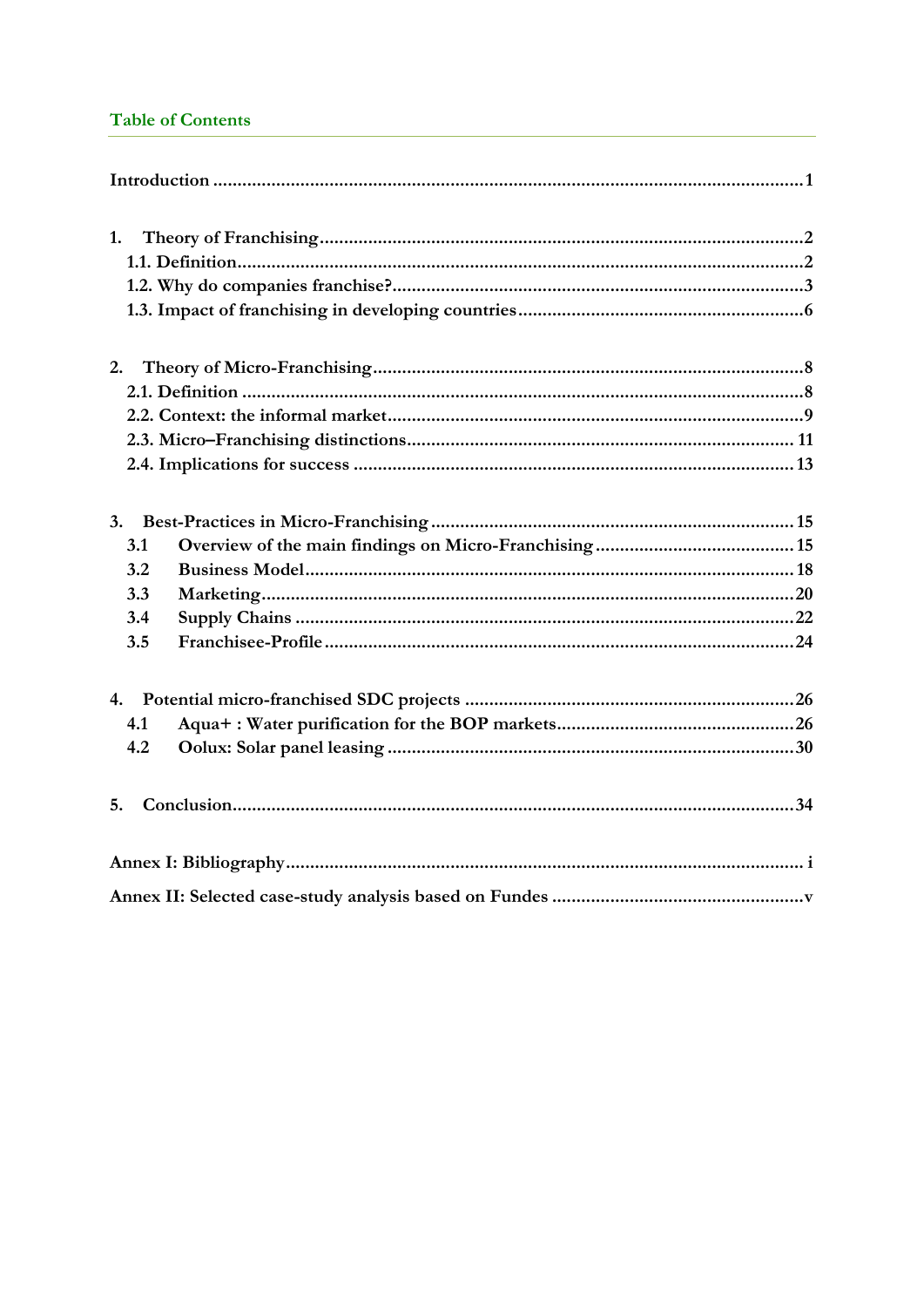## Table of Contents

Introduction ........................................................................................................................ 1

1. Theory of Franchising ................................................................................................... 2
   - 1.1. Definition ................................................................................................................ 2
   - 1.2. Why do companies franchise? ................................................................................ 3
   - 1.3. Impact of franchising in developing countries ....................................................... 6

2. Theory of Micro-Franchising ......................................................................................... 8
   - 2.1. Definition ................................................................................................................ 8
   - 2.2. Context: the informal market .................................................................................. 9
   - 2.3. Micro–Franchising distinctions ............................................................................. 11
   - 2.4. Implications for success ....................................................................................... 13

3. Best-Practices in Micro-Franchising ............................................................................ 15
   - 3.1 Overview of the main findings on Micro-Franchising ............................................ 15
   - 3.2 Business Model ..................................................................................................... 18
   - 3.3 Marketing .............................................................................................................. 20
   - 3.4 Supply Chains ....................................................................................................... 22
   - 3.5 Franchisee-Profile ................................................................................................. 24

4. Potential micro-franchised SDC projects ..................................................................... 26
   - 4.1 Aqua+ : Water purification for the BOP markets ................................................... 26
   - 4.2 Oolux: Solar panel leasing .................................................................................... 30

5. Conclusion .................................................................................................................. 34

Annex I: Bibliography ........................................................................................................ i

Annex II: Selected case-study analysis based on Fundes ................................................... v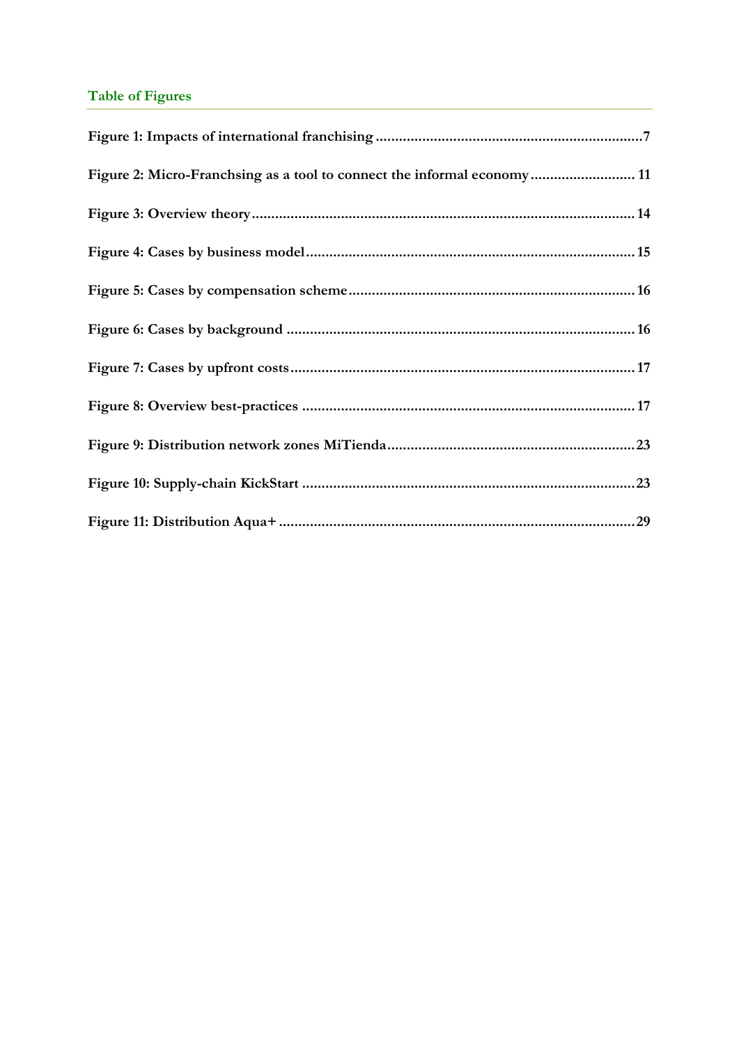## Table of Figures

**Figure 1: Impacts of international franchising ........................................................................ 7**

**Figure 2: Micro-Franchsing as a tool to connect the informal economy ........................... 11**

**Figure 3: Overview theory ........................................................................................................ 14**

**Figure 4: Cases by business model .......................................................................................... 15**

**Figure 5: Cases by compensation scheme ............................................................................... 16**

**Figure 6: Cases by background ............................................................................................... 16**

**Figure 7: Cases by upfront costs .............................................................................................. 17**

**Figure 8: Overview best-practices ........................................................................................... 17**

**Figure 9: Distribution network zones MiTienda ..................................................................... 23**

**Figure 10: Supply-chain KickStart ........................................................................................... 23**

**Figure 11: Distribution Aqua+ .................................................................................................. 29**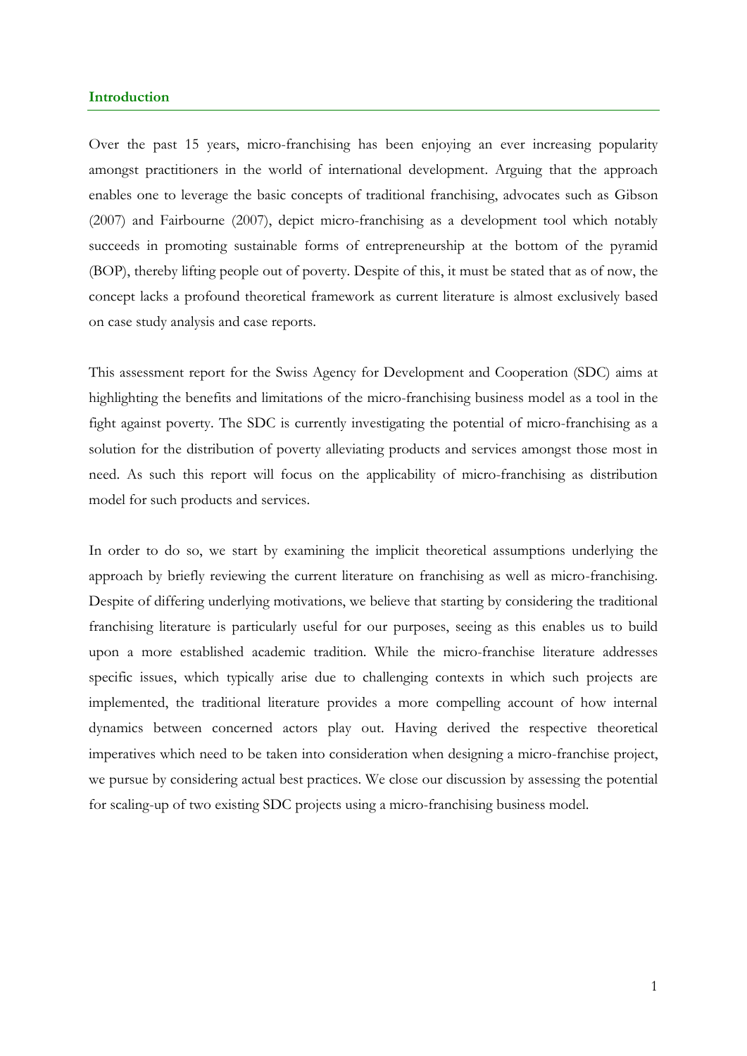## Introduction

Over the past 15 years, micro-franchising has been enjoying an ever increasing popularity amongst practitioners in the world of international development. Arguing that the approach enables one to leverage the basic concepts of traditional franchising, advocates such as Gibson (2007) and Fairbourne (2007), depict micro-franchising as a development tool which notably succeeds in promoting sustainable forms of entrepreneurship at the bottom of the pyramid (BOP), thereby lifting people out of poverty. Despite of this, it must be stated that as of now, the concept lacks a profound theoretical framework as current literature is almost exclusively based on case study analysis and case reports.

This assessment report for the Swiss Agency for Development and Cooperation (SDC) aims at highlighting the benefits and limitations of the micro-franchising business model as a tool in the fight against poverty. The SDC is currently investigating the potential of micro-franchising as a solution for the distribution of poverty alleviating products and services amongst those most in need. As such this report will focus on the applicability of micro-franchising as distribution model for such products and services.

In order to do so, we start by examining the implicit theoretical assumptions underlying the approach by briefly reviewing the current literature on franchising as well as micro-franchising. Despite of differing underlying motivations, we believe that starting by considering the traditional franchising literature is particularly useful for our purposes, seeing as this enables us to build upon a more established academic tradition. While the micro-franchise literature addresses specific issues, which typically arise due to challenging contexts in which such projects are implemented, the traditional literature provides a more compelling account of how internal dynamics between concerned actors play out. Having derived the respective theoretical imperatives which need to be taken into consideration when designing a micro-franchise project, we pursue by considering actual best practices. We close our discussion by assessing the potential for scaling-up of two existing SDC projects using a micro-franchising business model.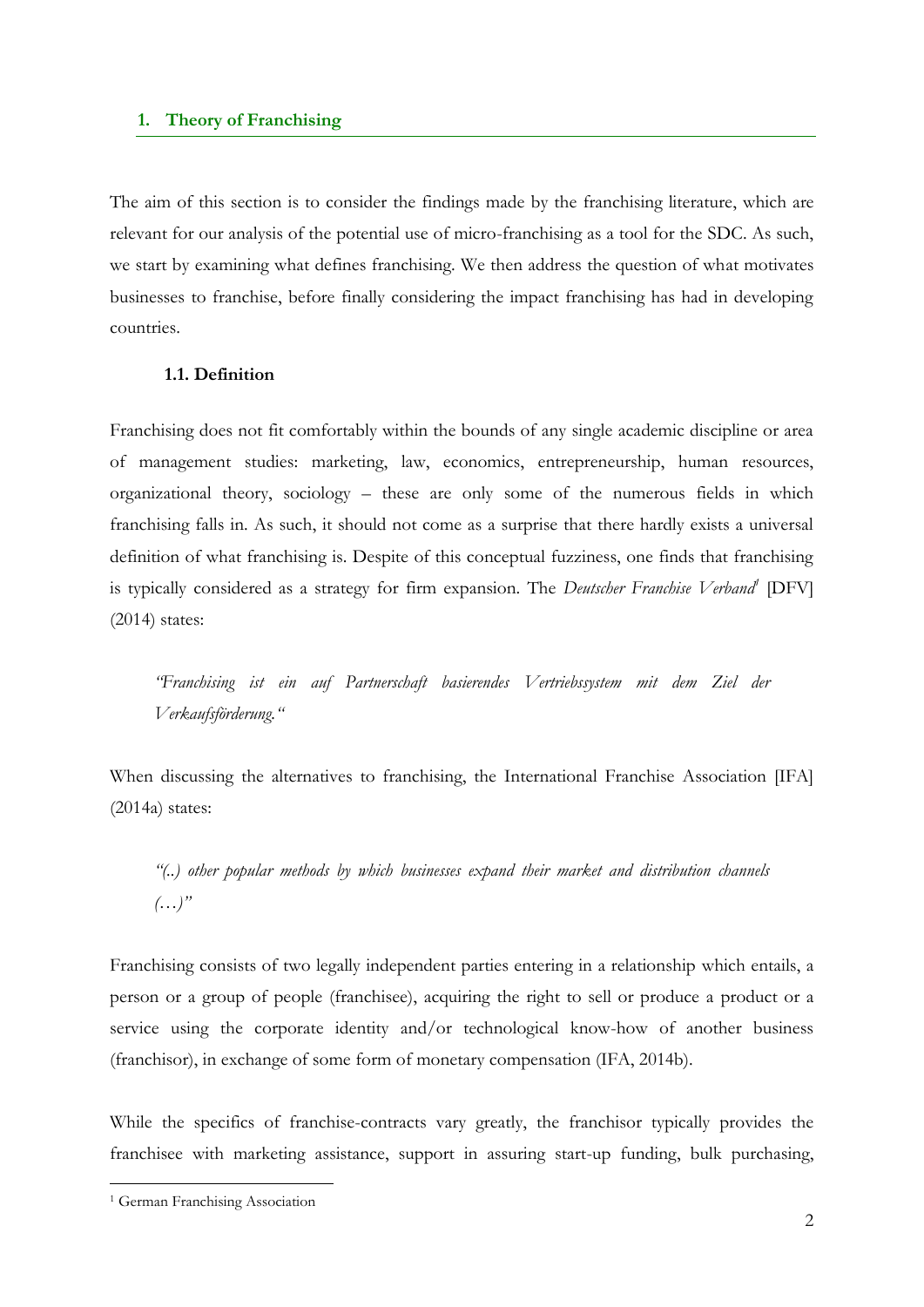## 1. Theory of Franchising

The aim of this section is to consider the findings made by the franchising literature, which are relevant for our analysis of the potential use of micro-franchising as a tool for the SDC. As such, we start by examining what defines franchising. We then address the question of what motivates businesses to franchise, before finally considering the impact franchising has had in developing countries.

### 1.1. Definition

Franchising does not fit comfortably within the bounds of any single academic discipline or area of management studies: marketing, law, economics, entrepreneurship, human resources, organizational theory, sociology – these are only some of the numerous fields in which franchising falls in. As such, it should not come as a surprise that there hardly exists a universal definition of what franchising is. Despite of this conceptual fuzziness, one finds that franchising is typically considered as a strategy for firm expansion. The *Deutscher Franchise Verband*[1] [DFV] (2014) states:

> *"Franchising ist ein auf Partnerschaft basierendes Vertriebssystem mit dem Ziel der Verkaufsförderung."*

When discussing the alternatives to franchising, the International Franchise Association [IFA] (2014a) states:

> *"(..) other popular methods by which businesses expand their market and distribution channels (…)"*

Franchising consists of two legally independent parties entering in a relationship which entails, a person or a group of people (franchisee), acquiring the right to sell or produce a product or a service using the corporate identity and/or technological know-how of another business (franchisor), in exchange of some form of monetary compensation (IFA, 2014b).

While the specifics of franchise-contracts vary greatly, the franchisor typically provides the franchisee with marketing assistance, support in assuring start-up funding, bulk purchasing,

[1] German Franchising Association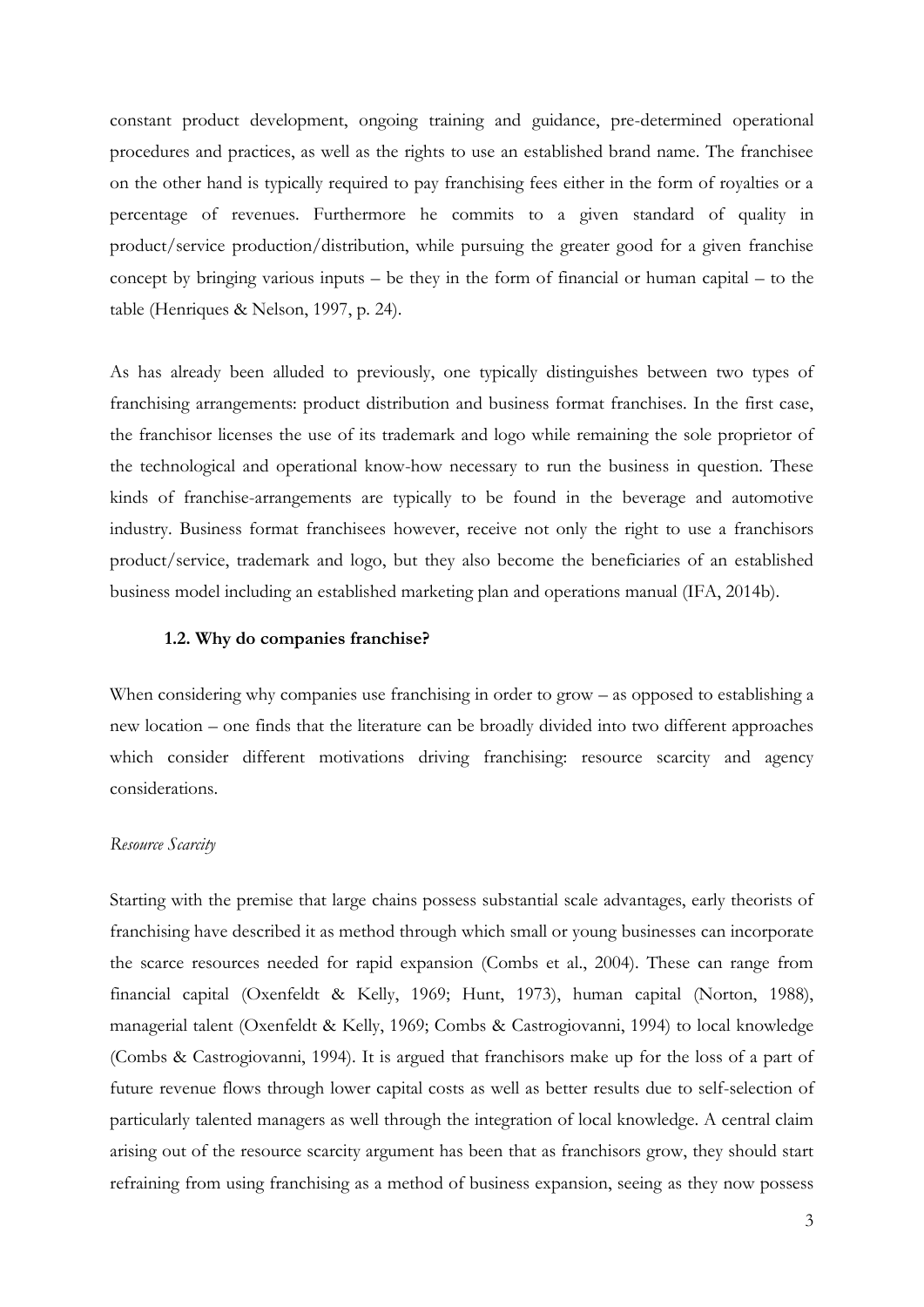constant product development, ongoing training and guidance, pre-determined operational procedures and practices, as well as the rights to use an established brand name. The franchisee on the other hand is typically required to pay franchising fees either in the form of royalties or a percentage of revenues. Furthermore he commits to a given standard of quality in product/service production/distribution, while pursuing the greater good for a given franchise concept by bringing various inputs – be they in the form of financial or human capital – to the table (Henriques & Nelson, 1997, p. 24).

As has already been alluded to previously, one typically distinguishes between two types of franchising arrangements: product distribution and business format franchises. In the first case, the franchisor licenses the use of its trademark and logo while remaining the sole proprietor of the technological and operational know-how necessary to run the business in question. These kinds of franchise-arrangements are typically to be found in the beverage and automotive industry. Business format franchisees however, receive not only the right to use a franchisors product/service, trademark and logo, but they also become the beneficiaries of an established business model including an established marketing plan and operations manual (IFA, 2014b).

### 1.2. Why do companies franchise?

When considering why companies use franchising in order to grow – as opposed to establishing a new location – one finds that the literature can be broadly divided into two different approaches which consider different motivations driving franchising: resource scarcity and agency considerations.

*Resource Scarcity*

Starting with the premise that large chains possess substantial scale advantages, early theorists of franchising have described it as method through which small or young businesses can incorporate the scarce resources needed for rapid expansion (Combs et al., 2004). These can range from financial capital (Oxenfeldt & Kelly, 1969; Hunt, 1973), human capital (Norton, 1988), managerial talent (Oxenfeldt & Kelly, 1969; Combs & Castrogiovanni, 1994) to local knowledge (Combs & Castrogiovanni, 1994). It is argued that franchisors make up for the loss of a part of future revenue flows through lower capital costs as well as better results due to self-selection of particularly talented managers as well through the integration of local knowledge. A central claim arising out of the resource scarcity argument has been that as franchisors grow, they should start refraining from using franchising as a method of business expansion, seeing as they now possess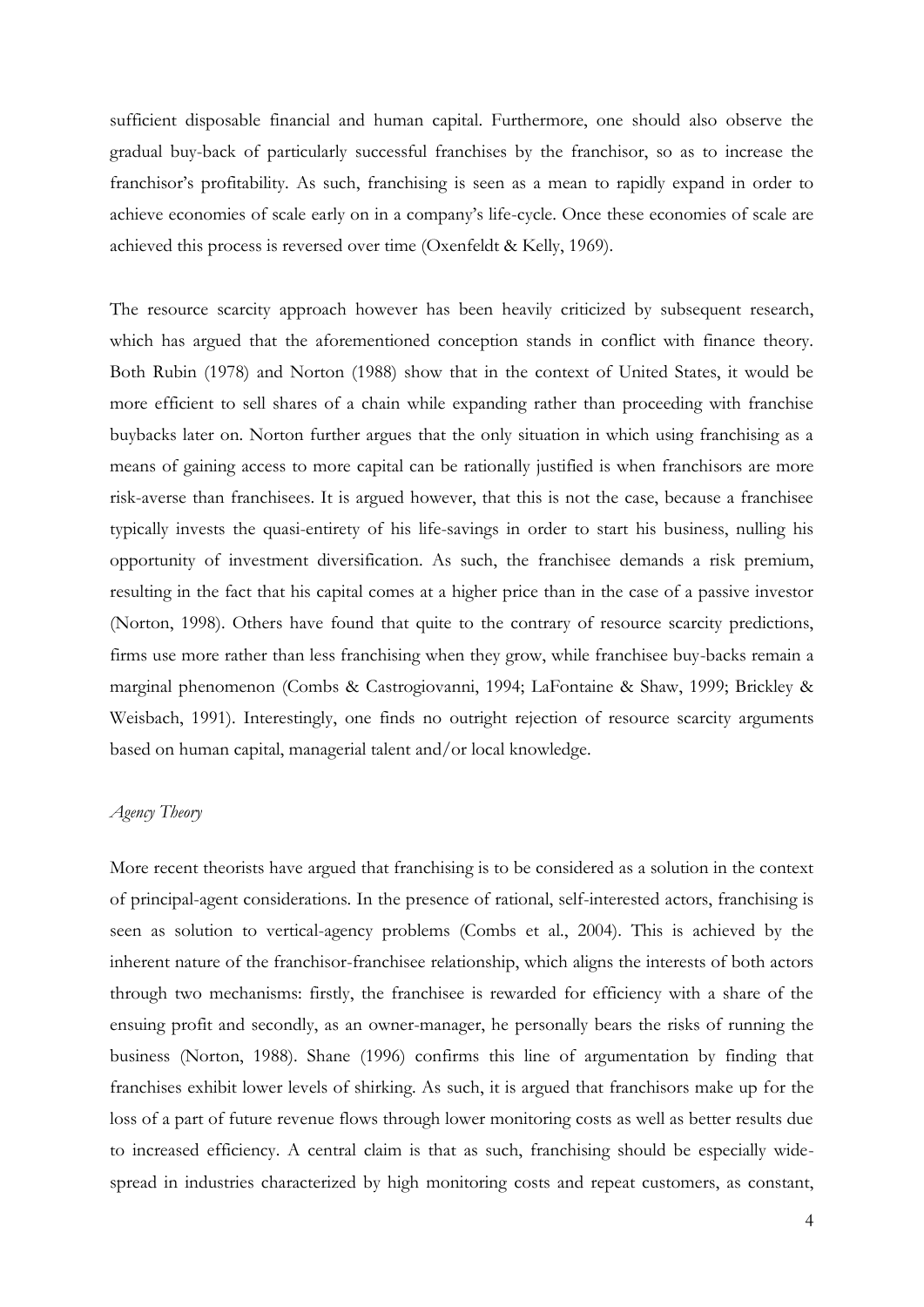sufficient disposable financial and human capital. Furthermore, one should also observe the gradual buy-back of particularly successful franchises by the franchisor, so as to increase the franchisor's profitability. As such, franchising is seen as a mean to rapidly expand in order to achieve economies of scale early on in a company's life-cycle. Once these economies of scale are achieved this process is reversed over time (Oxenfeldt & Kelly, 1969).

The resource scarcity approach however has been heavily criticized by subsequent research, which has argued that the aforementioned conception stands in conflict with finance theory. Both Rubin (1978) and Norton (1988) show that in the context of United States, it would be more efficient to sell shares of a chain while expanding rather than proceeding with franchise buybacks later on. Norton further argues that the only situation in which using franchising as a means of gaining access to more capital can be rationally justified is when franchisors are more risk-averse than franchisees. It is argued however, that this is not the case, because a franchisee typically invests the quasi-entirety of his life-savings in order to start his business, nulling his opportunity of investment diversification. As such, the franchisee demands a risk premium, resulting in the fact that his capital comes at a higher price than in the case of a passive investor (Norton, 1998). Others have found that quite to the contrary of resource scarcity predictions, firms use more rather than less franchising when they grow, while franchisee buy-backs remain a marginal phenomenon (Combs & Castrogiovanni, 1994; LaFontaine & Shaw, 1999; Brickley & Weisbach, 1991). Interestingly, one finds no outright rejection of resource scarcity arguments based on human capital, managerial talent and/or local knowledge.

*Agency Theory*

More recent theorists have argued that franchising is to be considered as a solution in the context of principal-agent considerations. In the presence of rational, self-interested actors, franchising is seen as solution to vertical-agency problems (Combs et al., 2004). This is achieved by the inherent nature of the franchisor-franchisee relationship, which aligns the interests of both actors through two mechanisms: firstly, the franchisee is rewarded for efficiency with a share of the ensuing profit and secondly, as an owner-manager, he personally bears the risks of running the business (Norton, 1988). Shane (1996) confirms this line of argumentation by finding that franchises exhibit lower levels of shirking. As such, it is argued that franchisors make up for the loss of a part of future revenue flows through lower monitoring costs as well as better results due to increased efficiency. A central claim is that as such, franchising should be especially wide-spread in industries characterized by high monitoring costs and repeat customers, as constant,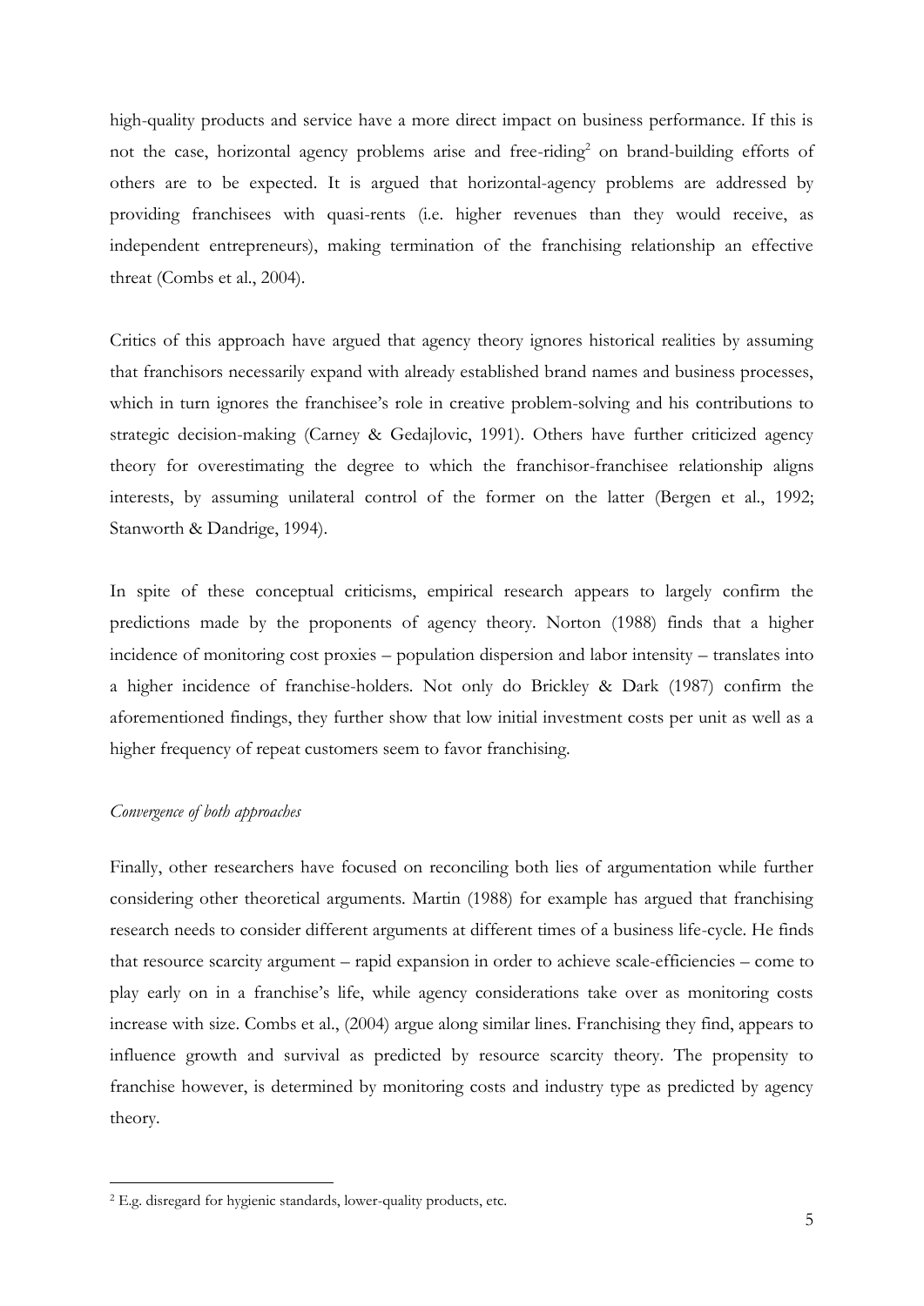high-quality products and service have a more direct impact on business performance. If this is not the case, horizontal agency problems arise and free-riding[2] on brand-building efforts of others are to be expected. It is argued that horizontal-agency problems are addressed by providing franchisees with quasi-rents (i.e. higher revenues than they would receive, as independent entrepreneurs), making termination of the franchising relationship an effective threat (Combs et al., 2004).

Critics of this approach have argued that agency theory ignores historical realities by assuming that franchisors necessarily expand with already established brand names and business processes, which in turn ignores the franchisee's role in creative problem-solving and his contributions to strategic decision-making (Carney & Gedajlovic, 1991). Others have further criticized agency theory for overestimating the degree to which the franchisor-franchisee relationship aligns interests, by assuming unilateral control of the former on the latter (Bergen et al., 1992; Stanworth & Dandrige, 1994).

In spite of these conceptual criticisms, empirical research appears to largely confirm the predictions made by the proponents of agency theory. Norton (1988) finds that a higher incidence of monitoring cost proxies – population dispersion and labor intensity – translates into a higher incidence of franchise-holders. Not only do Brickley & Dark (1987) confirm the aforementioned findings, they further show that low initial investment costs per unit as well as a higher frequency of repeat customers seem to favor franchising.

*Convergence of both approaches*

Finally, other researchers have focused on reconciling both lies of argumentation while further considering other theoretical arguments. Martin (1988) for example has argued that franchising research needs to consider different arguments at different times of a business life-cycle. He finds that resource scarcity argument – rapid expansion in order to achieve scale-efficiencies – come to play early on in a franchise's life, while agency considerations take over as monitoring costs increase with size. Combs et al., (2004) argue along similar lines. Franchising they find, appears to influence growth and survival as predicted by resource scarcity theory. The propensity to franchise however, is determined by monitoring costs and industry type as predicted by agency theory.

[2] E.g. disregard for hygienic standards, lower-quality products, etc.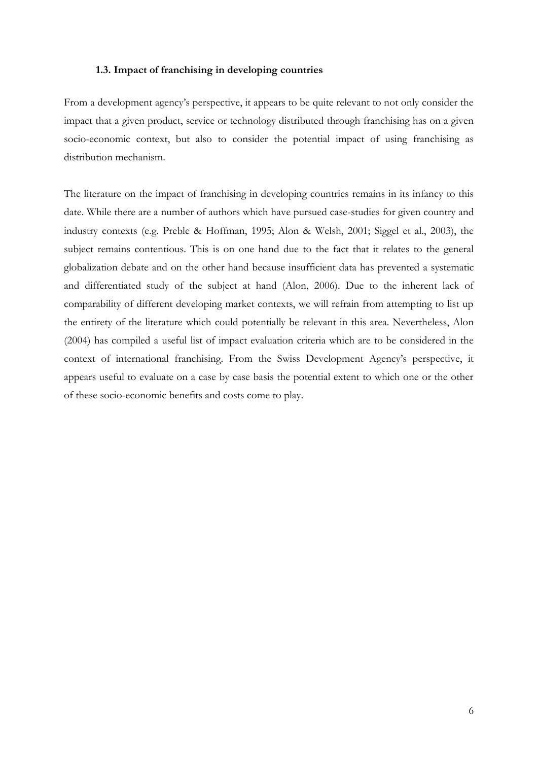### 1.3. Impact of franchising in developing countries

From a development agency's perspective, it appears to be quite relevant to not only consider the impact that a given product, service or technology distributed through franchising has on a given socio-economic context, but also to consider the potential impact of using franchising as distribution mechanism.

The literature on the impact of franchising in developing countries remains in its infancy to this date. While there are a number of authors which have pursued case-studies for given country and industry contexts (e.g. Preble & Hoffman, 1995; Alon & Welsh, 2001; Siggel et al., 2003), the subject remains contentious. This is on one hand due to the fact that it relates to the general globalization debate and on the other hand because insufficient data has prevented a systematic and differentiated study of the subject at hand (Alon, 2006). Due to the inherent lack of comparability of different developing market contexts, we will refrain from attempting to list up the entirety of the literature which could potentially be relevant in this area. Nevertheless, Alon (2004) has compiled a useful list of impact evaluation criteria which are to be considered in the context of international franchising. From the Swiss Development Agency's perspective, it appears useful to evaluate on a case by case basis the potential extent to which one or the other of these socio-economic benefits and costs come to play.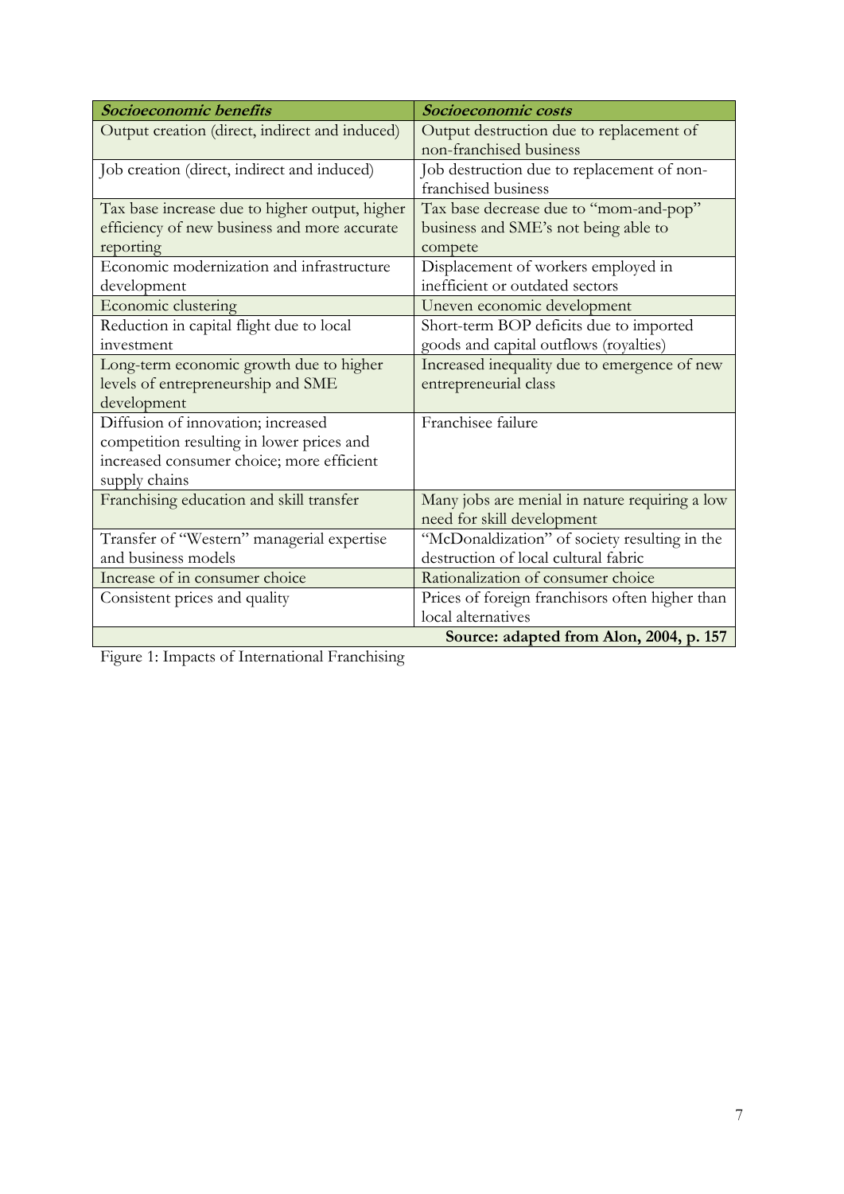| ***Socioeconomic benefits*** | ***Socioeconomic costs*** |
|---|---|
| Output creation (direct, indirect and induced) | Output destruction due to replacement of non-franchised business |
| Job creation (direct, indirect and induced) | Job destruction due to replacement of non-franchised business |
| Tax base increase due to higher output, higher efficiency of new business and more accurate reporting | Tax base decrease due to "mom-and-pop" business and SME's not being able to compete |
| Economic modernization and infrastructure development | Displacement of workers employed in inefficient or outdated sectors |
| Economic clustering | Uneven economic development |
| Reduction in capital flight due to local investment | Short-term BOP deficits due to imported goods and capital outflows (royalties) |
| Long-term economic growth due to higher levels of entrepreneurship and SME development | Increased inequality due to emergence of new entrepreneurial class |
| Diffusion of innovation; increased competition resulting in lower prices and increased consumer choice; more efficient supply chains | Franchisee failure |
| Franchising education and skill transfer | Many jobs are menial in nature requiring a low need for skill development |
| Transfer of "Western" managerial expertise and business models | "McDonaldization" of society resulting in the destruction of local cultural fabric |
| Increase of in consumer choice | Rationalization of consumer choice |
| Consistent prices and quality | Prices of foreign franchisors often higher than local alternatives |
| | **Source: adapted from Alon, 2004, p. 157** |

Figure 1: Impacts of International Franchising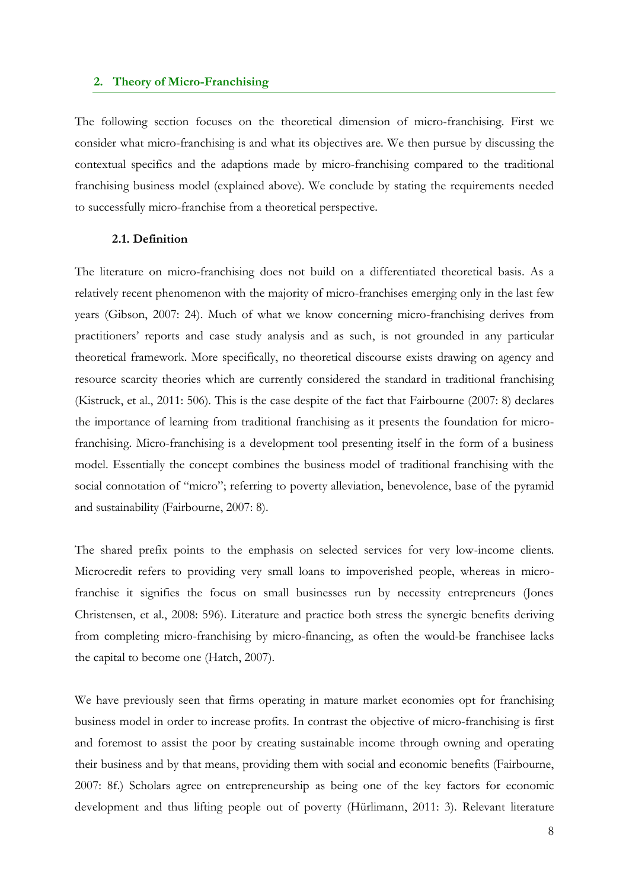## 2. Theory of Micro-Franchising

The following section focuses on the theoretical dimension of micro-franchising. First we consider what micro-franchising is and what its objectives are. We then pursue by discussing the contextual specifics and the adaptions made by micro-franchising compared to the traditional franchising business model (explained above). We conclude by stating the requirements needed to successfully micro-franchise from a theoretical perspective.

### 2.1. Definition

The literature on micro-franchising does not build on a differentiated theoretical basis. As a relatively recent phenomenon with the majority of micro-franchises emerging only in the last few years (Gibson, 2007: 24). Much of what we know concerning micro-franchising derives from practitioners' reports and case study analysis and as such, is not grounded in any particular theoretical framework. More specifically, no theoretical discourse exists drawing on agency and resource scarcity theories which are currently considered the standard in traditional franchising (Kistruck, et al., 2011: 506). This is the case despite of the fact that Fairbourne (2007: 8) declares the importance of learning from traditional franchising as it presents the foundation for micro-franchising. Micro-franchising is a development tool presenting itself in the form of a business model. Essentially the concept combines the business model of traditional franchising with the social connotation of "micro"; referring to poverty alleviation, benevolence, base of the pyramid and sustainability (Fairbourne, 2007: 8).

The shared prefix points to the emphasis on selected services for very low-income clients. Microcredit refers to providing very small loans to impoverished people, whereas in micro-franchise it signifies the focus on small businesses run by necessity entrepreneurs (Jones Christensen, et al., 2008: 596). Literature and practice both stress the synergic benefits deriving from completing micro-franchising by micro-financing, as often the would-be franchisee lacks the capital to become one (Hatch, 2007).

We have previously seen that firms operating in mature market economies opt for franchising business model in order to increase profits. In contrast the objective of micro-franchising is first and foremost to assist the poor by creating sustainable income through owning and operating their business and by that means, providing them with social and economic benefits (Fairbourne, 2007: 8f.) Scholars agree on entrepreneurship as being one of the key factors for economic development and thus lifting people out of poverty (Hürlimann, 2011: 3). Relevant literature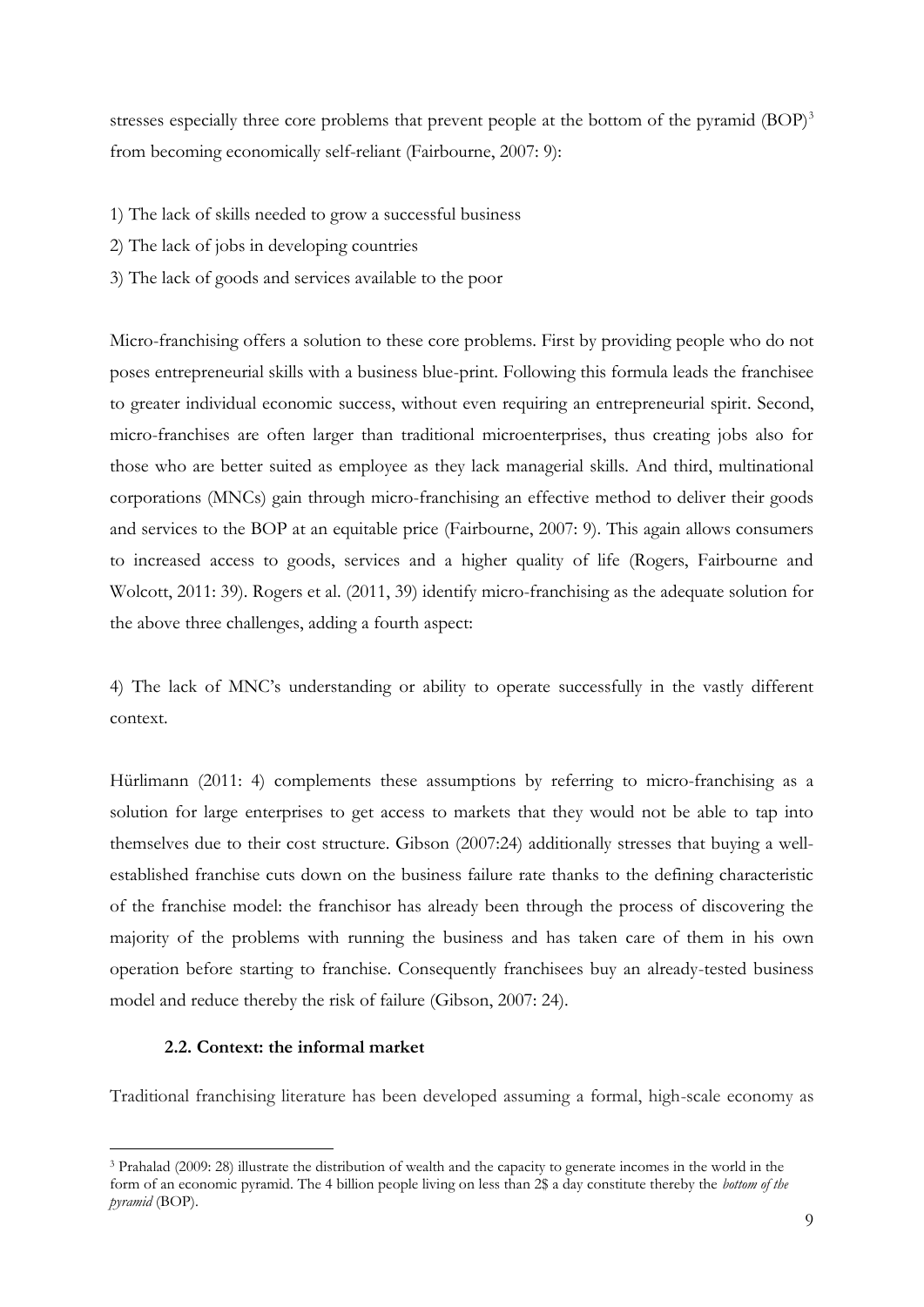stresses especially three core problems that prevent people at the bottom of the pyramid (BOP)[3] from becoming economically self-reliant (Fairbourne, 2007: 9):

1) The lack of skills needed to grow a successful business
2) The lack of jobs in developing countries
3) The lack of goods and services available to the poor

Micro-franchising offers a solution to these core problems. First by providing people who do not poses entrepreneurial skills with a business blue-print. Following this formula leads the franchisee to greater individual economic success, without even requiring an entrepreneurial spirit. Second, micro-franchises are often larger than traditional microenterprises, thus creating jobs also for those who are better suited as employee as they lack managerial skills. And third, multinational corporations (MNCs) gain through micro-franchising an effective method to deliver their goods and services to the BOP at an equitable price (Fairbourne, 2007: 9). This again allows consumers to increased access to goods, services and a higher quality of life (Rogers, Fairbourne and Wolcott, 2011: 39). Rogers et al. (2011, 39) identify micro-franchising as the adequate solution for the above three challenges, adding a fourth aspect:

4) The lack of MNC's understanding or ability to operate successfully in the vastly different context.

Hürlimann (2011: 4) complements these assumptions by referring to micro-franchising as a solution for large enterprises to get access to markets that they would not be able to tap into themselves due to their cost structure. Gibson (2007:24) additionally stresses that buying a well-established franchise cuts down on the business failure rate thanks to the defining characteristic of the franchise model: the franchisor has already been through the process of discovering the majority of the problems with running the business and has taken care of them in his own operation before starting to franchise. Consequently franchisees buy an already-tested business model and reduce thereby the risk of failure (Gibson, 2007: 24).

### 2.2. Context: the informal market

Traditional franchising literature has been developed assuming a formal, high-scale economy as

[3] Prahalad (2009: 28) illustrate the distribution of wealth and the capacity to generate incomes in the world in the form of an economic pyramid. The 4 billion people living on less than 2$ a day constitute thereby the *bottom of the pyramid* (BOP).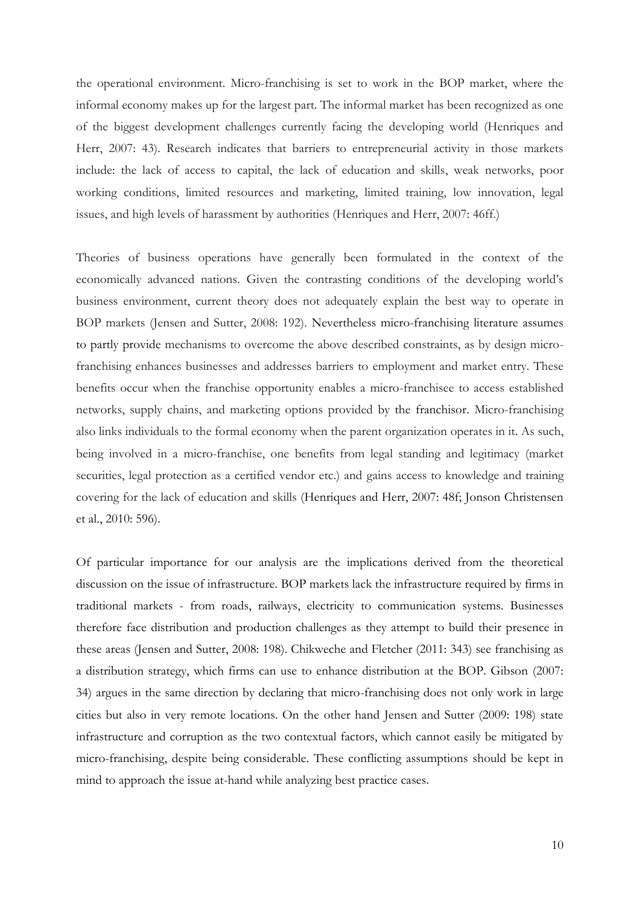the operational environment. Micro-franchising is set to work in the BOP market, where the informal economy makes up for the largest part. The informal market has been recognized as one of the biggest development challenges currently facing the developing world (Henriques and Herr, 2007: 43). Research indicates that barriers to entrepreneurial activity in those markets include: the lack of access to capital, the lack of education and skills, weak networks, poor working conditions, limited resources and marketing, limited training, low innovation, legal issues, and high levels of harassment by authorities (Henriques and Herr, 2007: 46ff.)

Theories of business operations have generally been formulated in the context of the economically advanced nations. Given the contrasting conditions of the developing world's business environment, current theory does not adequately explain the best way to operate in BOP markets (Jensen and Sutter, 2008: 192). Nevertheless micro-franchising literature assumes to partly provide mechanisms to overcome the above described constraints, as by design micro-franchising enhances businesses and addresses barriers to employment and market entry. These benefits occur when the franchise opportunity enables a micro-franchisee to access established networks, supply chains, and marketing options provided by the franchisor. Micro-franchising also links individuals to the formal economy when the parent organization operates in it. As such, being involved in a micro-franchise, one benefits from legal standing and legitimacy (market securities, legal protection as a certified vendor etc.) and gains access to knowledge and training covering for the lack of education and skills (Henriques and Herr, 2007: 48f; Jonson Christensen et al., 2010: 596).

Of particular importance for our analysis are the implications derived from the theoretical discussion on the issue of infrastructure. BOP markets lack the infrastructure required by firms in traditional markets - from roads, railways, electricity to communication systems. Businesses therefore face distribution and production challenges as they attempt to build their presence in these areas (Jensen and Sutter, 2008: 198). Chikweche and Fletcher (2011: 343) see franchising as a distribution strategy, which firms can use to enhance distribution at the BOP. Gibson (2007: 34) argues in the same direction by declaring that micro-franchising does not only work in large cities but also in very remote locations. On the other hand Jensen and Sutter (2009: 198) state infrastructure and corruption as the two contextual factors, which cannot easily be mitigated by micro-franchising, despite being considerable. These conflicting assumptions should be kept in mind to approach the issue at-hand while analyzing best practice cases.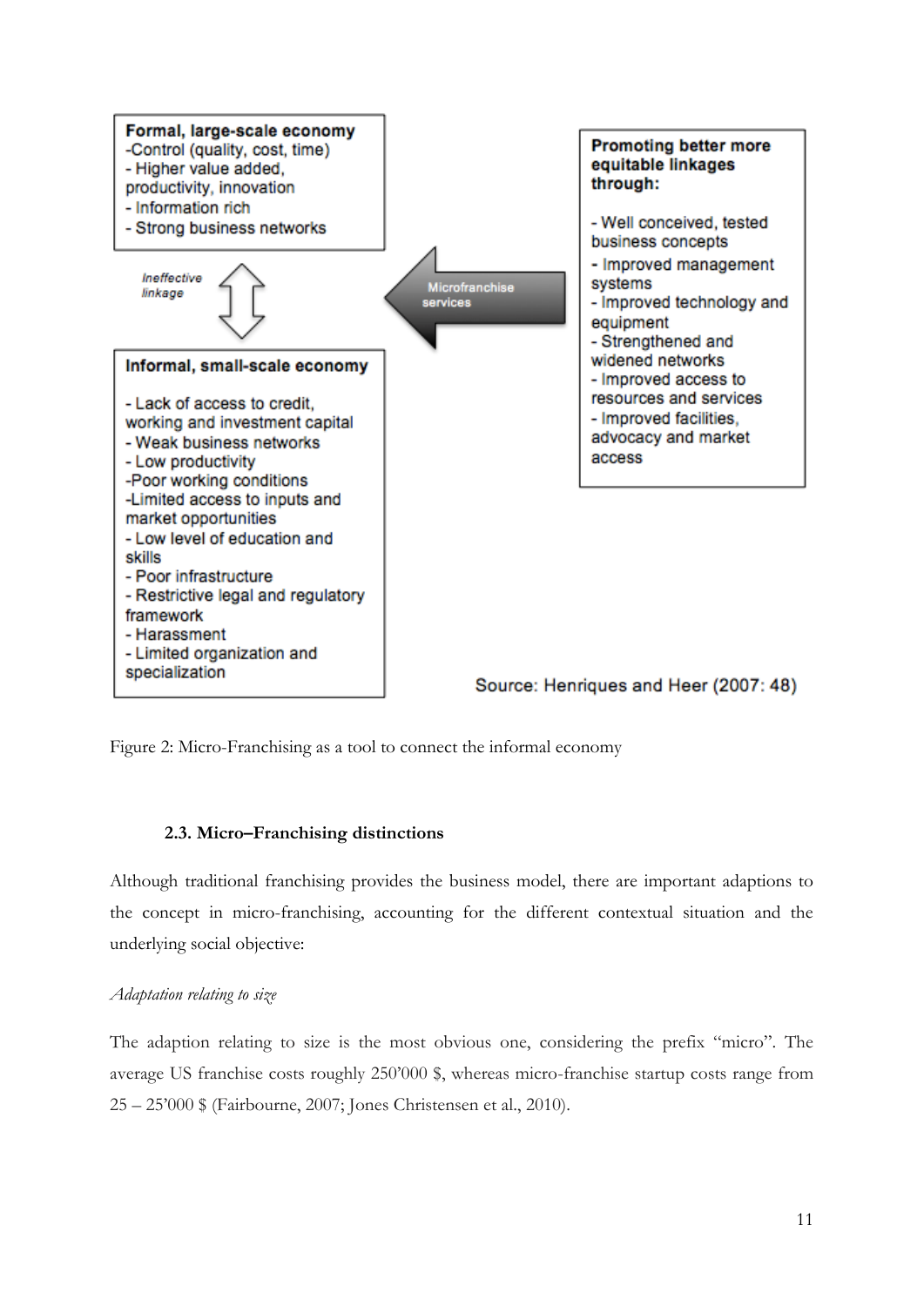**Formal, large-scale economy**
-Control (quality, cost, time)
- Higher value added, productivity, innovation
- Information rich
- Strong business networks

*Ineffective linkage*

Microfranchise services

**Promoting better more equitable linkages through:**

- Well conceived, tested business concepts
- Improved management systems
- Improved technology and equipment
- Strengthened and widened networks
- Improved access to resources and services
- Improved facilities, advocacy and market access

**Informal, small-scale economy**

- Lack of access to credit, working and investment capital
- Weak business networks
- Low productivity
-Poor working conditions
-Limited access to inputs and market opportunities
- Low level of education and skills
- Poor infrastructure
- Restrictive legal and regulatory framework
- Harassment
- Limited organization and specialization

Source: Henriques and Heer (2007: 48)

Figure 2: Micro-Franchising as a tool to connect the informal economy

### 2.3. Micro–Franchising distinctions

Although traditional franchising provides the business model, there are important adaptions to the concept in micro-franchising, accounting for the different contextual situation and the underlying social objective:

*Adaptation relating to size*

The adaption relating to size is the most obvious one, considering the prefix "micro". The average US franchise costs roughly 250'000 $, whereas micro-franchise startup costs range from 25 – 25'000 $ (Fairbourne, 2007; Jones Christensen et al., 2010).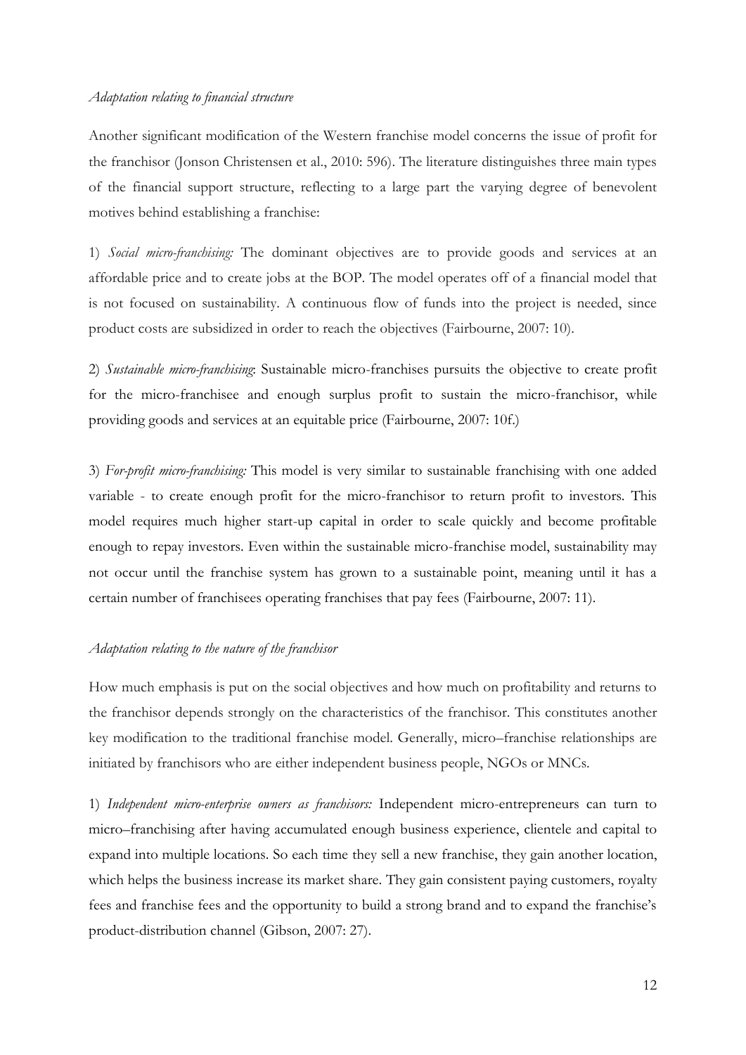*Adaptation relating to financial structure*

Another significant modification of the Western franchise model concerns the issue of profit for the franchisor (Jonson Christensen et al., 2010: 596). The literature distinguishes three main types of the financial support structure, reflecting to a large part the varying degree of benevolent motives behind establishing a franchise:

1) *Social micro-franchising:* The dominant objectives are to provide goods and services at an affordable price and to create jobs at the BOP. The model operates off of a financial model that is not focused on sustainability. A continuous flow of funds into the project is needed, since product costs are subsidized in order to reach the objectives (Fairbourne, 2007: 10).

2) *Sustainable micro-franchising*: Sustainable micro-franchises pursuits the objective to create profit for the micro-franchisee and enough surplus profit to sustain the micro-franchisor, while providing goods and services at an equitable price (Fairbourne, 2007: 10f.)

3) *For-profit micro-franchising:* This model is very similar to sustainable franchising with one added variable - to create enough profit for the micro-franchisor to return profit to investors. This model requires much higher start-up capital in order to scale quickly and become profitable enough to repay investors. Even within the sustainable micro-franchise model, sustainability may not occur until the franchise system has grown to a sustainable point, meaning until it has a certain number of franchisees operating franchises that pay fees (Fairbourne, 2007: 11).

*Adaptation relating to the nature of the franchisor*

How much emphasis is put on the social objectives and how much on profitability and returns to the franchisor depends strongly on the characteristics of the franchisor. This constitutes another key modification to the traditional franchise model. Generally, micro–franchise relationships are initiated by franchisors who are either independent business people, NGOs or MNCs.

1) *Independent micro-enterprise owners as franchisors:* Independent micro-entrepreneurs can turn to micro–franchising after having accumulated enough business experience, clientele and capital to expand into multiple locations. So each time they sell a new franchise, they gain another location, which helps the business increase its market share. They gain consistent paying customers, royalty fees and franchise fees and the opportunity to build a strong brand and to expand the franchise's product-distribution channel (Gibson, 2007: 27).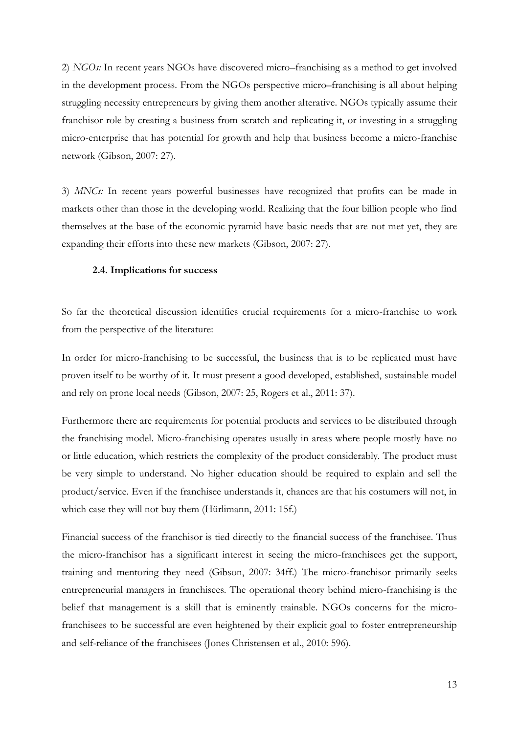2) *NGOs:* In recent years NGOs have discovered micro–franchising as a method to get involved in the development process. From the NGOs perspective micro–franchising is all about helping struggling necessity entrepreneurs by giving them another alterative. NGOs typically assume their franchisor role by creating a business from scratch and replicating it, or investing in a struggling micro-enterprise that has potential for growth and help that business become a micro-franchise network (Gibson, 2007: 27).

3) *MNCs:* In recent years powerful businesses have recognized that profits can be made in markets other than those in the developing world. Realizing that the four billion people who find themselves at the base of the economic pyramid have basic needs that are not met yet, they are expanding their efforts into these new markets (Gibson, 2007: 27).

### 2.4. Implications for success

So far the theoretical discussion identifies crucial requirements for a micro-franchise to work from the perspective of the literature:

In order for micro-franchising to be successful, the business that is to be replicated must have proven itself to be worthy of it. It must present a good developed, established, sustainable model and rely on prone local needs (Gibson, 2007: 25, Rogers et al., 2011: 37).

Furthermore there are requirements for potential products and services to be distributed through the franchising model. Micro-franchising operates usually in areas where people mostly have no or little education, which restricts the complexity of the product considerably. The product must be very simple to understand. No higher education should be required to explain and sell the product/service. Even if the franchisee understands it, chances are that his costumers will not, in which case they will not buy them (Hürlimann, 2011: 15f.)

Financial success of the franchisor is tied directly to the financial success of the franchisee. Thus the micro-franchisor has a significant interest in seeing the micro-franchisees get the support, training and mentoring they need (Gibson, 2007: 34ff.) The micro-franchisor primarily seeks entrepreneurial managers in franchisees. The operational theory behind micro-franchising is the belief that management is a skill that is eminently trainable. NGOs concerns for the micro-franchisees to be successful are even heightened by their explicit goal to foster entrepreneurship and self-reliance of the franchisees (Jones Christensen et al., 2010: 596).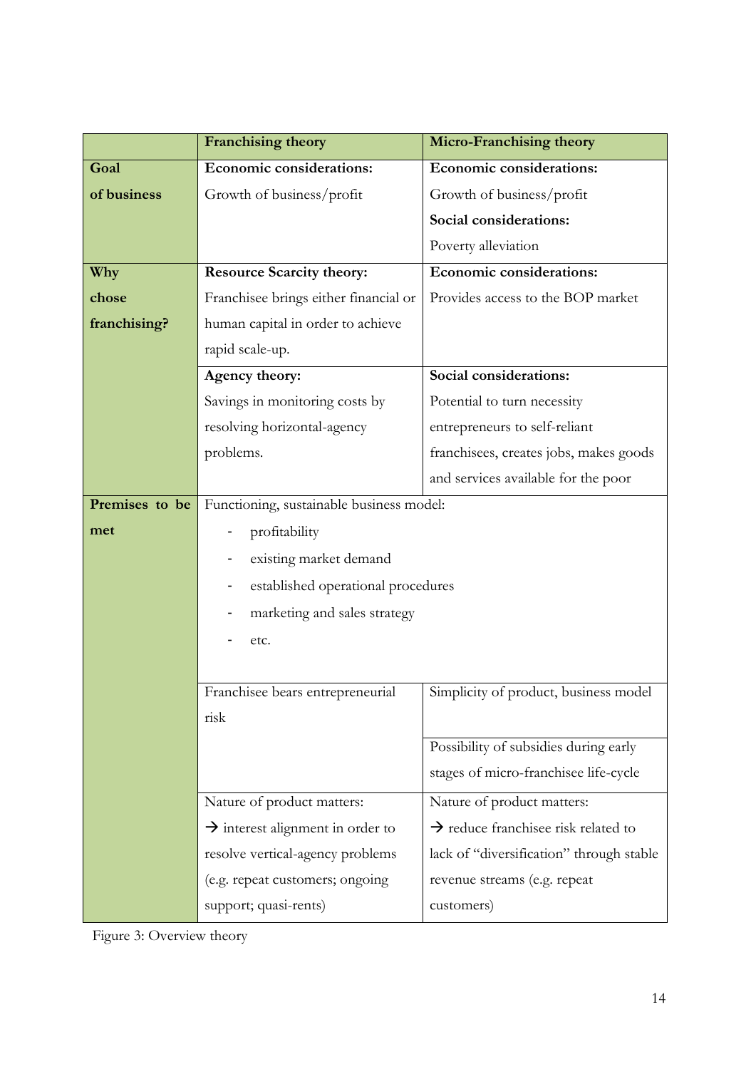| | Franchising theory | Micro-Franchising theory |
|---|---|---|
| **Goal of business** | **Economic considerations:** Growth of business/profit | **Economic considerations:** Growth of business/profit **Social considerations:** Poverty alleviation |
| **Why chose franchising?** | **Resource Scarcity theory:** Franchisee brings either financial or human capital in order to achieve rapid scale-up. | **Economic considerations:** Provides access to the BOP market |
| | **Agency theory:** Savings in monitoring costs by resolving horizontal-agency problems. | **Social considerations:** Potential to turn necessity entrepreneurs to self-reliant franchisees, creates jobs, makes goods and services available for the poor |
| **Premises to be met** | Functioning, sustainable business model: - profitability - existing market demand - established operational procedures - marketing and sales strategy - etc. | |
| | Franchisee bears entrepreneurial risk | Simplicity of product, business model |
| | | Possibility of subsidies during early stages of micro-franchisee life-cycle |
| | Nature of product matters: → interest alignment in order to resolve vertical-agency problems (e.g. repeat customers; ongoing support; quasi-rents) | Nature of product matters: → reduce franchisee risk related to lack of "diversification" through stable revenue streams (e.g. repeat customers) |

Figure 3: Overview theory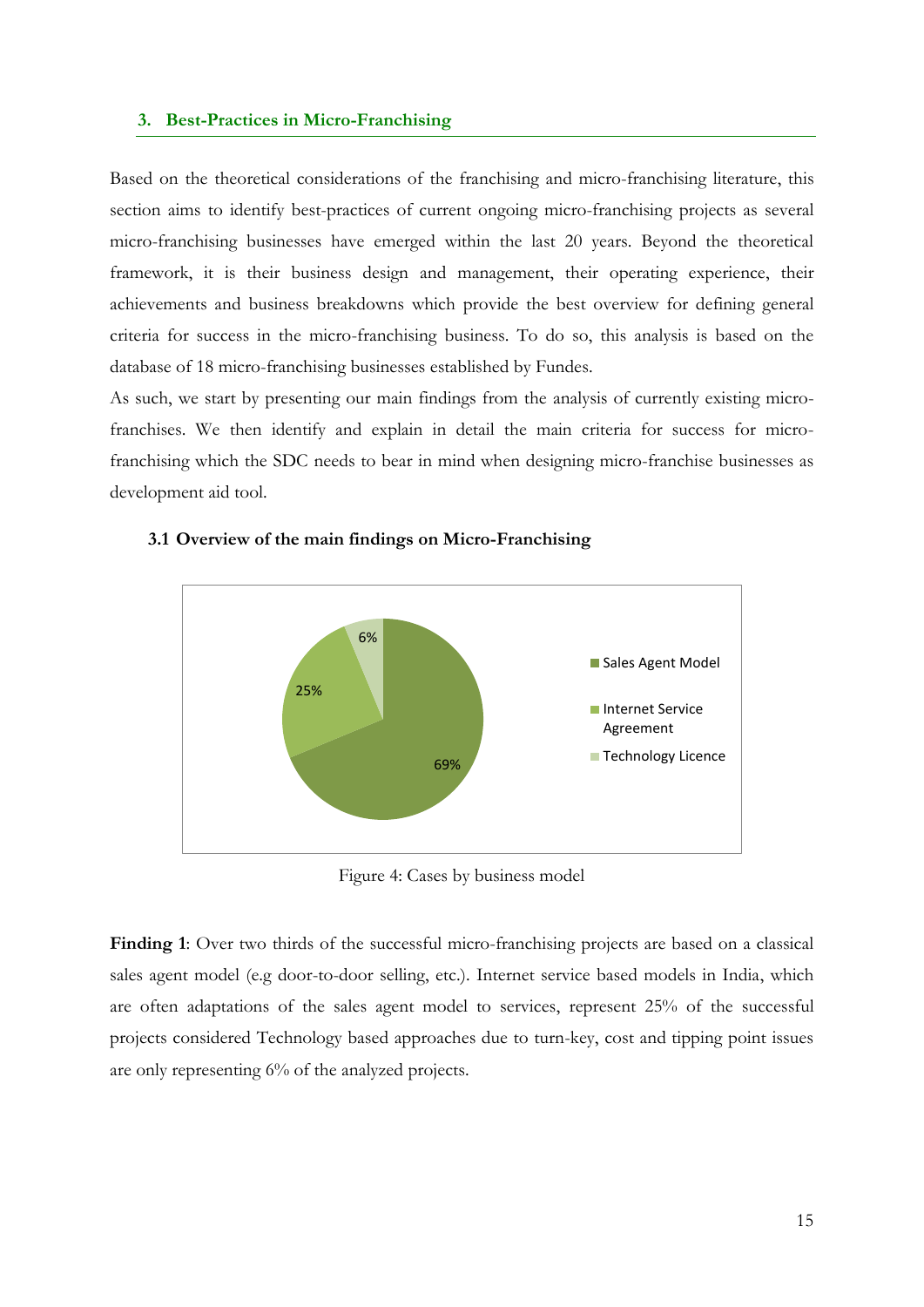## 3. Best-Practices in Micro-Franchising

Based on the theoretical considerations of the franchising and micro-franchising literature, this section aims to identify best-practices of current ongoing micro-franchising projects as several micro-franchising businesses have emerged within the last 20 years. Beyond the theoretical framework, it is their business design and management, their operating experience, their achievements and business breakdowns which provide the best overview for defining general criteria for success in the micro-franchising business. To do so, this analysis is based on the database of 18 micro-franchising businesses established by Fundes.

As such, we start by presenting our main findings from the analysis of currently existing micro-franchises. We then identify and explain in detail the main criteria for success for micro-franchising which the SDC needs to bear in mind when designing micro-franchise businesses as development aid tool.

### 3.1 Overview of the main findings on Micro-Franchising

| Business model | Share |
| --- | --- |
| Sales Agent Model | 69% |
| Internet Service Agreement | 25% |
| Technology Licence | 6% |

Figure 4: Cases by business model

**Finding 1**: Over two thirds of the successful micro-franchising projects are based on a classical sales agent model (e.g door-to-door selling, etc.). Internet service based models in India, which are often adaptations of the sales agent model to services, represent 25% of the successful projects considered Technology based approaches due to turn-key, cost and tipping point issues are only representing 6% of the analyzed projects.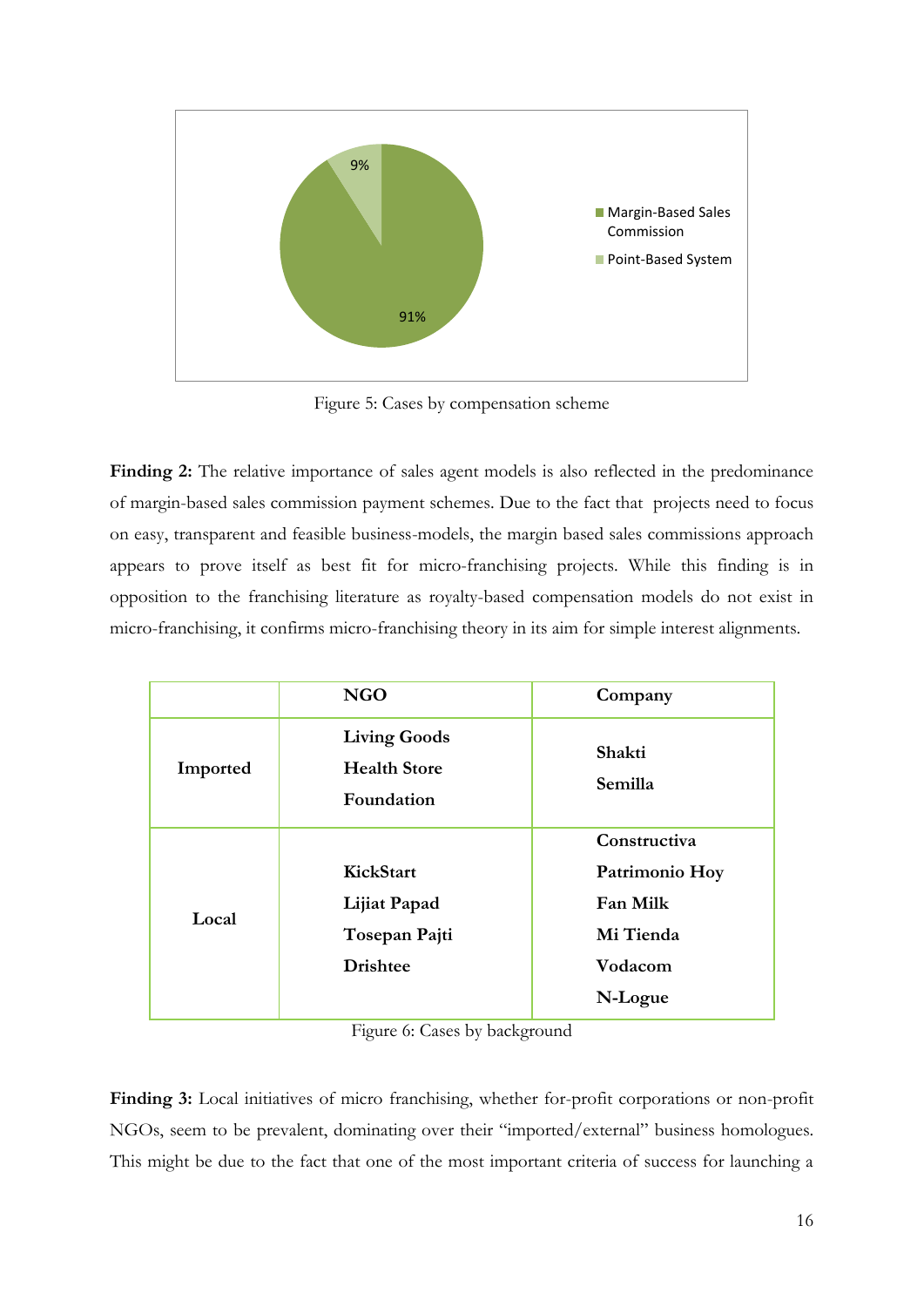Figure 5: Cases by compensation scheme

**Finding 2:** The relative importance of sales agent models is also reflected in the predominance of margin-based sales commission payment schemes. Due to the fact that projects need to focus on easy, transparent and feasible business-models, the margin based sales commissions approach appears to prove itself as best fit for micro-franchising projects. While this finding is in opposition to the franchising literature as royalty-based compensation models do not exist in micro-franchising, it confirms micro-franchising theory in its aim for simple interest alignments.

| | **NGO** | **Company** |
|---|---|---|
| **Imported** | **Living Goods Health Store Foundation** | **Shakti**<br>**Semilla** |
| **Local** | **KickStart**<br>**Lijiat Papad**<br>**Tosepan Pajti**<br>**Drishtee** | **Constructiva**<br>**Patrimonio Hoy**<br>**Fan Milk**<br>**Mi Tienda**<br>**Vodacom**<br>**N-Logue** |

Figure 6: Cases by background

**Finding 3:** Local initiatives of micro franchising, whether for-profit corporations or non-profit NGOs, seem to be prevalent, dominating over their "imported/external" business homologues. This might be due to the fact that one of the most important criteria of success for launching a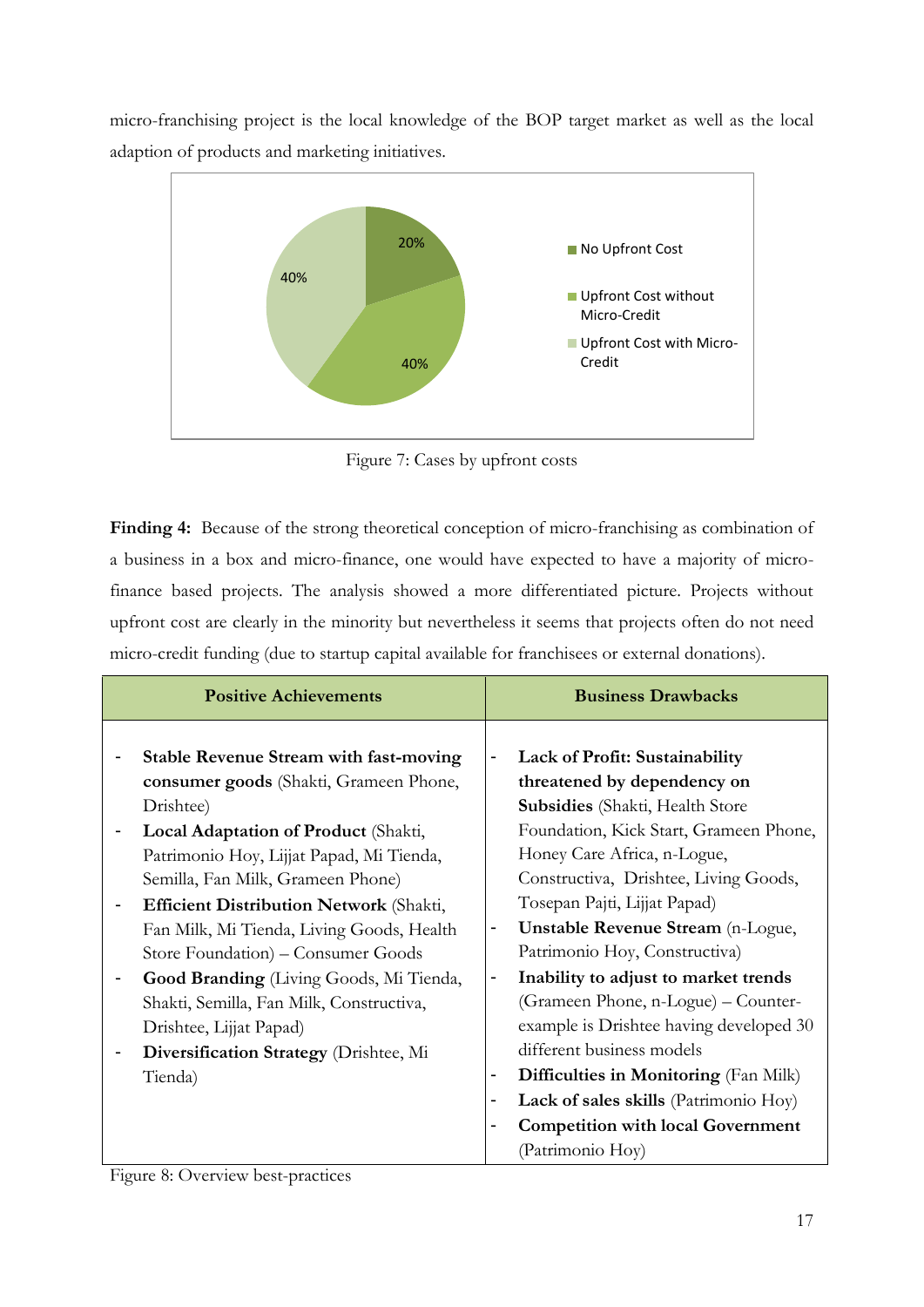micro-franchising project is the local knowledge of the BOP target market as well as the local adaption of products and marketing initiatives.

Figure 7: Cases by upfront costs

**Finding 4:** Because of the strong theoretical conception of micro-franchising as combination of a business in a box and micro-finance, one would have expected to have a majority of micro-finance based projects. The analysis showed a more differentiated picture. Projects without upfront cost are clearly in the minority but nevertheless it seems that projects often do not need micro-credit funding (due to startup capital available for franchisees or external donations).

| Positive Achievements | Business Drawbacks |
|---|---|
| - **Stable Revenue Stream with fast-moving consumer goods** (Shakti, Grameen Phone, Drishtee)<br>- **Local Adaptation of Product** (Shakti, Patrimonio Hoy, Lijjat Papad, Mi Tienda, Semilla, Fan Milk, Grameen Phone)<br>- **Efficient Distribution Network** (Shakti, Fan Milk, Mi Tienda, Living Goods, Health Store Foundation) – Consumer Goods<br>- **Good Branding** (Living Goods, Mi Tienda, Shakti, Semilla, Fan Milk, Constructiva, Drishtee, Lijjat Papad)<br>- **Diversification Strategy** (Drishtee, Mi Tienda) | - **Lack of Profit: Sustainability threatened by dependency on Subsidies** (Shakti, Health Store Foundation, Kick Start, Grameen Phone, Honey Care Africa, n-Logue, Constructiva, Drishtee, Living Goods, Tosepan Pajti, Lijjat Papad)<br>- **Unstable Revenue Stream** (n-Logue, Patrimonio Hoy, Constructiva)<br>- **Inability to adjust to market trends** (Grameen Phone, n-Logue) – Counter-example is Drishtee having developed 30 different business models<br>- **Difficulties in Monitoring** (Fan Milk)<br>- **Lack of sales skills** (Patrimonio Hoy)<br>- **Competition with local Government** (Patrimonio Hoy) |

Figure 8: Overview best-practices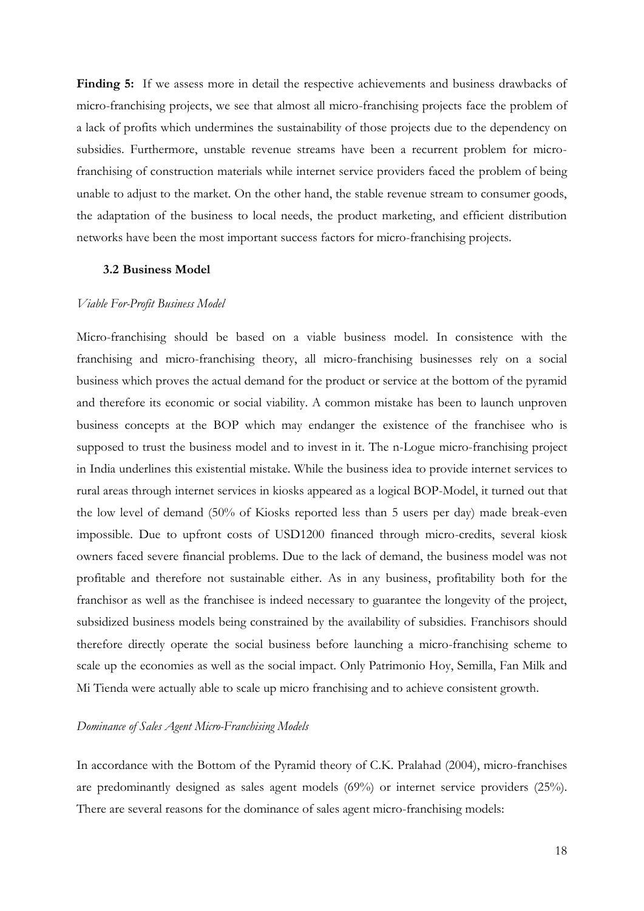**Finding 5:** If we assess more in detail the respective achievements and business drawbacks of micro-franchising projects, we see that almost all micro-franchising projects face the problem of a lack of profits which undermines the sustainability of those projects due to the dependency on subsidies. Furthermore, unstable revenue streams have been a recurrent problem for micro-franchising of construction materials while internet service providers faced the problem of being unable to adjust to the market. On the other hand, the stable revenue stream to consumer goods, the adaptation of the business to local needs, the product marketing, and efficient distribution networks have been the most important success factors for micro-franchising projects.

### 3.2 Business Model

*Viable For-Profit Business Model*

Micro-franchising should be based on a viable business model. In consistence with the franchising and micro-franchising theory, all micro-franchising businesses rely on a social business which proves the actual demand for the product or service at the bottom of the pyramid and therefore its economic or social viability. A common mistake has been to launch unproven business concepts at the BOP which may endanger the existence of the franchisee who is supposed to trust the business model and to invest in it. The n-Logue micro-franchising project in India underlines this existential mistake. While the business idea to provide internet services to rural areas through internet services in kiosks appeared as a logical BOP-Model, it turned out that the low level of demand (50% of Kiosks reported less than 5 users per day) made break-even impossible. Due to upfront costs of USD1200 financed through micro-credits, several kiosk owners faced severe financial problems. Due to the lack of demand, the business model was not profitable and therefore not sustainable either. As in any business, profitability both for the franchisor as well as the franchisee is indeed necessary to guarantee the longevity of the project, subsidized business models being constrained by the availability of subsidies. Franchisors should therefore directly operate the social business before launching a micro-franchising scheme to scale up the economies as well as the social impact. Only Patrimonio Hoy, Semilla, Fan Milk and Mi Tienda were actually able to scale up micro franchising and to achieve consistent growth.

*Dominance of Sales Agent Micro-Franchising Models*

In accordance with the Bottom of the Pyramid theory of C.K. Pralahad (2004), micro-franchises are predominantly designed as sales agent models (69%) or internet service providers (25%). There are several reasons for the dominance of sales agent micro-franchising models: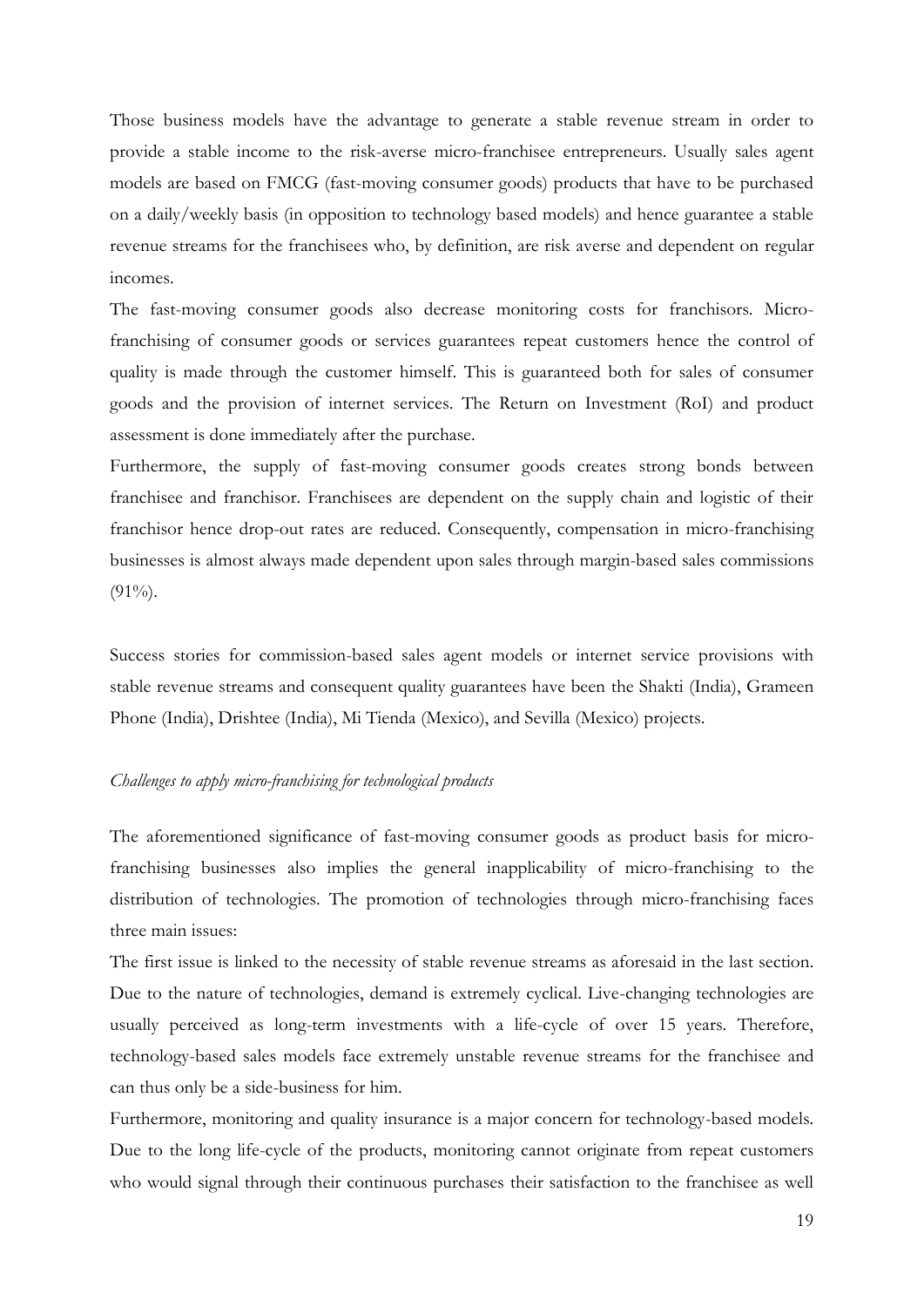Those business models have the advantage to generate a stable revenue stream in order to provide a stable income to the risk-averse micro-franchisee entrepreneurs. Usually sales agent models are based on FMCG (fast-moving consumer goods) products that have to be purchased on a daily/weekly basis (in opposition to technology based models) and hence guarantee a stable revenue streams for the franchisees who, by definition, are risk averse and dependent on regular incomes.

The fast-moving consumer goods also decrease monitoring costs for franchisors. Micro-franchising of consumer goods or services guarantees repeat customers hence the control of quality is made through the customer himself. This is guaranteed both for sales of consumer goods and the provision of internet services. The Return on Investment (RoI) and product assessment is done immediately after the purchase.

Furthermore, the supply of fast-moving consumer goods creates strong bonds between franchisee and franchisor. Franchisees are dependent on the supply chain and logistic of their franchisor hence drop-out rates are reduced. Consequently, compensation in micro-franchising businesses is almost always made dependent upon sales through margin-based sales commissions (91%).

Success stories for commission-based sales agent models or internet service provisions with stable revenue streams and consequent quality guarantees have been the Shakti (India), Grameen Phone (India), Drishtee (India), Mi Tienda (Mexico), and Sevilla (Mexico) projects.

*Challenges to apply micro-franchising for technological products*

The aforementioned significance of fast-moving consumer goods as product basis for micro-franchising businesses also implies the general inapplicability of micro-franchising to the distribution of technologies. The promotion of technologies through micro-franchising faces three main issues:

The first issue is linked to the necessity of stable revenue streams as aforesaid in the last section. Due to the nature of technologies, demand is extremely cyclical. Live-changing technologies are usually perceived as long-term investments with a life-cycle of over 15 years. Therefore, technology-based sales models face extremely unstable revenue streams for the franchisee and can thus only be a side-business for him.

Furthermore, monitoring and quality insurance is a major concern for technology-based models. Due to the long life-cycle of the products, monitoring cannot originate from repeat customers who would signal through their continuous purchases their satisfaction to the franchisee as well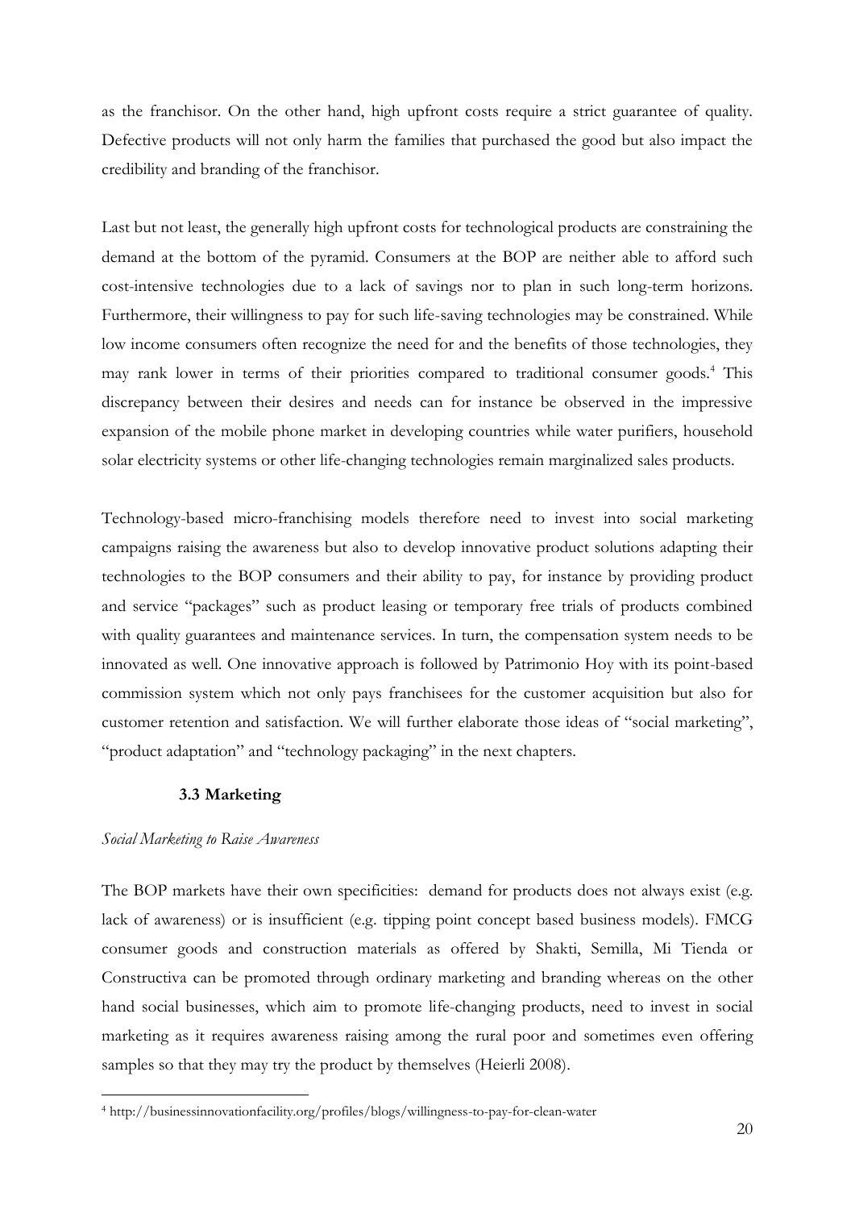as the franchisor. On the other hand, high upfront costs require a strict guarantee of quality. Defective products will not only harm the families that purchased the good but also impact the credibility and branding of the franchisor.

Last but not least, the generally high upfront costs for technological products are constraining the demand at the bottom of the pyramid. Consumers at the BOP are neither able to afford such cost-intensive technologies due to a lack of savings nor to plan in such long-term horizons. Furthermore, their willingness to pay for such life-saving technologies may be constrained. While low income consumers often recognize the need for and the benefits of those technologies, they may rank lower in terms of their priorities compared to traditional consumer goods.[4] This discrepancy between their desires and needs can for instance be observed in the impressive expansion of the mobile phone market in developing countries while water purifiers, household solar electricity systems or other life-changing technologies remain marginalized sales products.

Technology-based micro-franchising models therefore need to invest into social marketing campaigns raising the awareness but also to develop innovative product solutions adapting their technologies to the BOP consumers and their ability to pay, for instance by providing product and service "packages" such as product leasing or temporary free trials of products combined with quality guarantees and maintenance services. In turn, the compensation system needs to be innovated as well. One innovative approach is followed by Patrimonio Hoy with its point-based commission system which not only pays franchisees for the customer acquisition but also for customer retention and satisfaction. We will further elaborate those ideas of "social marketing", "product adaptation" and "technology packaging" in the next chapters.

### 3.3 Marketing

*Social Marketing to Raise Awareness*

The BOP markets have their own specificities: demand for products does not always exist (e.g. lack of awareness) or is insufficient (e.g. tipping point concept based business models). FMCG consumer goods and construction materials as offered by Shakti, Semilla, Mi Tienda or Constructiva can be promoted through ordinary marketing and branding whereas on the other hand social businesses, which aim to promote life-changing products, need to invest in social marketing as it requires awareness raising among the rural poor and sometimes even offering samples so that they may try the product by themselves (Heierli 2008).

---

[4] http://businessinnovationfacility.org/profiles/blogs/willingness-to-pay-for-clean-water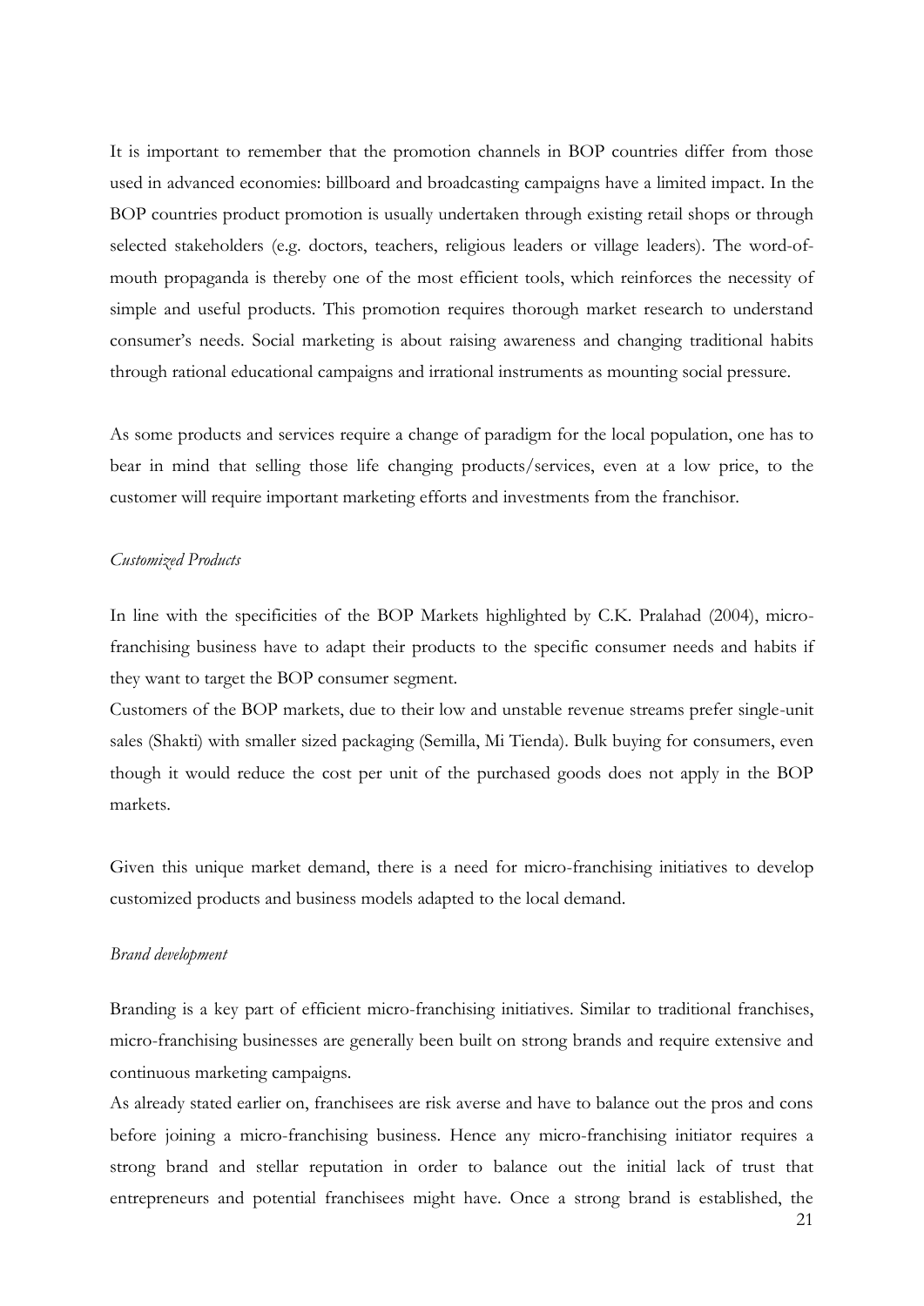It is important to remember that the promotion channels in BOP countries differ from those used in advanced economies: billboard and broadcasting campaigns have a limited impact. In the BOP countries product promotion is usually undertaken through existing retail shops or through selected stakeholders (e.g. doctors, teachers, religious leaders or village leaders). The word-of-mouth propaganda is thereby one of the most efficient tools, which reinforces the necessity of simple and useful products. This promotion requires thorough market research to understand consumer's needs. Social marketing is about raising awareness and changing traditional habits through rational educational campaigns and irrational instruments as mounting social pressure.

As some products and services require a change of paradigm for the local population, one has to bear in mind that selling those life changing products/services, even at a low price, to the customer will require important marketing efforts and investments from the franchisor.

*Customized Products*

In line with the specificities of the BOP Markets highlighted by C.K. Pralahad (2004), micro-franchising business have to adapt their products to the specific consumer needs and habits if they want to target the BOP consumer segment.

Customers of the BOP markets, due to their low and unstable revenue streams prefer single-unit sales (Shakti) with smaller sized packaging (Semilla, Mi Tienda). Bulk buying for consumers, even though it would reduce the cost per unit of the purchased goods does not apply in the BOP markets.

Given this unique market demand, there is a need for micro-franchising initiatives to develop customized products and business models adapted to the local demand.

*Brand development*

Branding is a key part of efficient micro-franchising initiatives. Similar to traditional franchises, micro-franchising businesses are generally been built on strong brands and require extensive and continuous marketing campaigns.

As already stated earlier on, franchisees are risk averse and have to balance out the pros and cons before joining a micro-franchising business. Hence any micro-franchising initiator requires a strong brand and stellar reputation in order to balance out the initial lack of trust that entrepreneurs and potential franchisees might have. Once a strong brand is established, the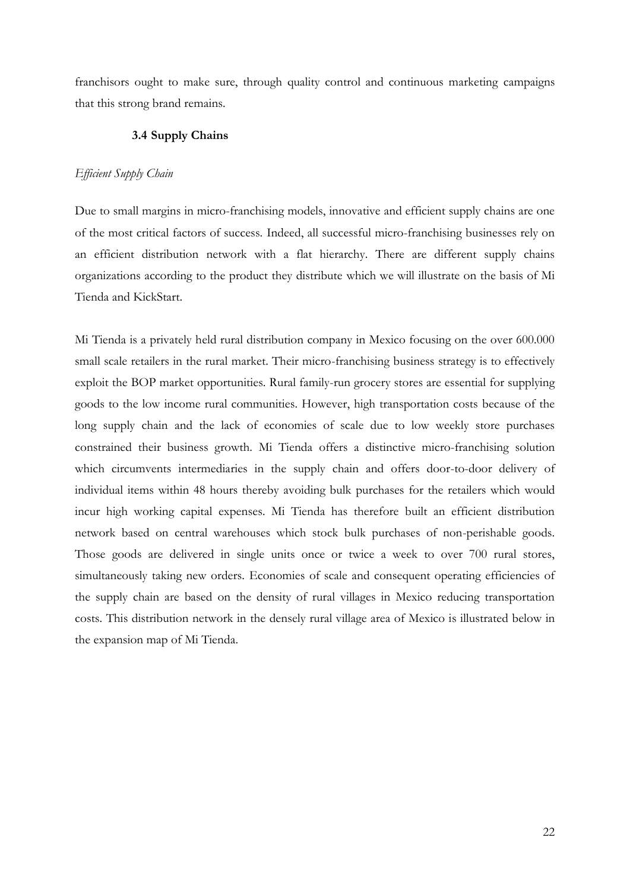franchisors ought to make sure, through quality control and continuous marketing campaigns that this strong brand remains.

### 3.4 Supply Chains

*Efficient Supply Chain*

Due to small margins in micro-franchising models, innovative and efficient supply chains are one of the most critical factors of success. Indeed, all successful micro-franchising businesses rely on an efficient distribution network with a flat hierarchy. There are different supply chains organizations according to the product they distribute which we will illustrate on the basis of Mi Tienda and KickStart.

Mi Tienda is a privately held rural distribution company in Mexico focusing on the over 600.000 small scale retailers in the rural market. Their micro-franchising business strategy is to effectively exploit the BOP market opportunities. Rural family-run grocery stores are essential for supplying goods to the low income rural communities. However, high transportation costs because of the long supply chain and the lack of economies of scale due to low weekly store purchases constrained their business growth. Mi Tienda offers a distinctive micro-franchising solution which circumvents intermediaries in the supply chain and offers door-to-door delivery of individual items within 48 hours thereby avoiding bulk purchases for the retailers which would incur high working capital expenses. Mi Tienda has therefore built an efficient distribution network based on central warehouses which stock bulk purchases of non-perishable goods. Those goods are delivered in single units once or twice a week to over 700 rural stores, simultaneously taking new orders. Economies of scale and consequent operating efficiencies of the supply chain are based on the density of rural villages in Mexico reducing transportation costs. This distribution network in the densely rural village area of Mexico is illustrated below in the expansion map of Mi Tienda.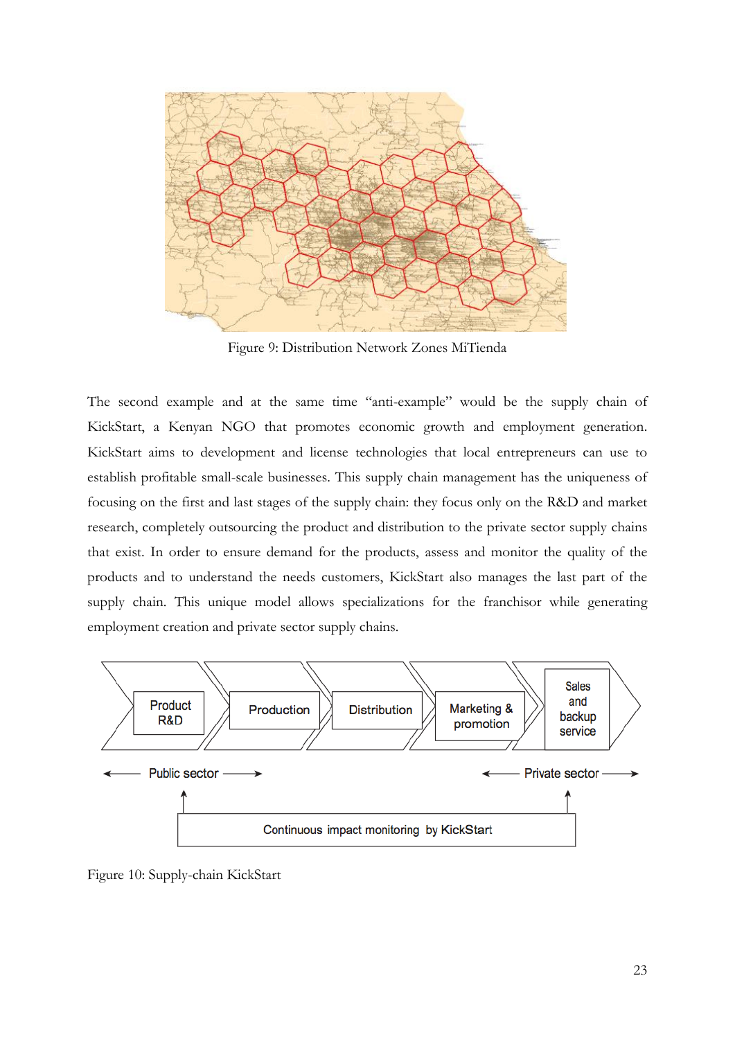Figure 9: Distribution Network Zones MiTienda

The second example and at the same time "anti-example" would be the supply chain of KickStart, a Kenyan NGO that promotes economic growth and employment generation. KickStart aims to development and license technologies that local entrepreneurs can use to establish profitable small-scale businesses. This supply chain management has the uniqueness of focusing on the first and last stages of the supply chain: they focus only on the R&D and market research, completely outsourcing the product and distribution to the private sector supply chains that exist. In order to ensure demand for the products, assess and monitor the quality of the products and to understand the needs customers, KickStart also manages the last part of the supply chain. This unique model allows specializations for the franchisor while generating employment creation and private sector supply chains.

Product R&D → Production → Distribution → Marketing & promotion → Sales and backup service

← Public sector →    ← Private sector →

Continuous impact monitoring by KickStart

Figure 10: Supply-chain KickStart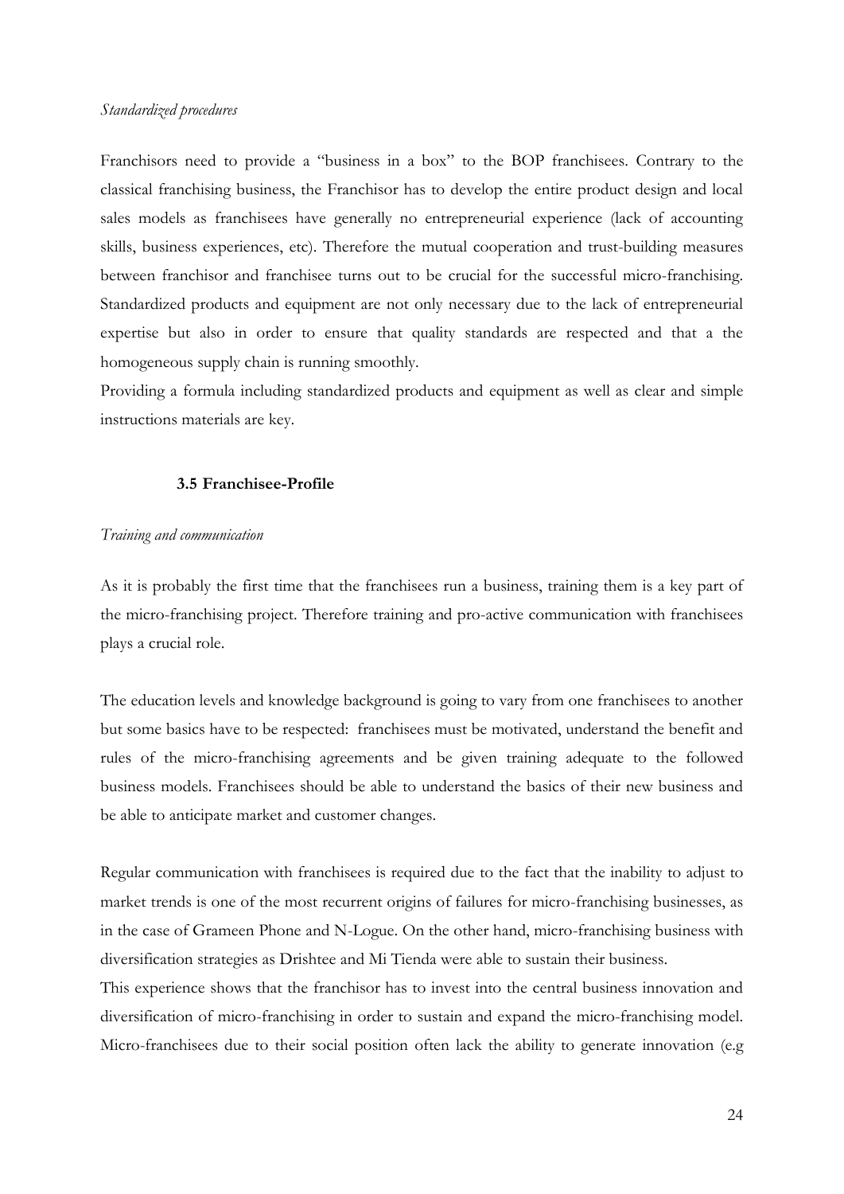*Standardized procedures*

Franchisors need to provide a "business in a box" to the BOP franchisees. Contrary to the classical franchising business, the Franchisor has to develop the entire product design and local sales models as franchisees have generally no entrepreneurial experience (lack of accounting skills, business experiences, etc). Therefore the mutual cooperation and trust-building measures between franchisor and franchisee turns out to be crucial for the successful micro-franchising. Standardized products and equipment are not only necessary due to the lack of entrepreneurial expertise but also in order to ensure that quality standards are respected and that a the homogeneous supply chain is running smoothly.

Providing a formula including standardized products and equipment as well as clear and simple instructions materials are key.

### 3.5 Franchisee-Profile

*Training and communication*

As it is probably the first time that the franchisees run a business, training them is a key part of the micro-franchising project. Therefore training and pro-active communication with franchisees plays a crucial role.

The education levels and knowledge background is going to vary from one franchisees to another but some basics have to be respected: franchisees must be motivated, understand the benefit and rules of the micro-franchising agreements and be given training adequate to the followed business models. Franchisees should be able to understand the basics of their new business and be able to anticipate market and customer changes.

Regular communication with franchisees is required due to the fact that the inability to adjust to market trends is one of the most recurrent origins of failures for micro-franchising businesses, as in the case of Grameen Phone and N-Logue. On the other hand, micro-franchising business with diversification strategies as Drishtee and Mi Tienda were able to sustain their business.

This experience shows that the franchisor has to invest into the central business innovation and diversification of micro-franchising in order to sustain and expand the micro-franchising model. Micro-franchisees due to their social position often lack the ability to generate innovation (e.g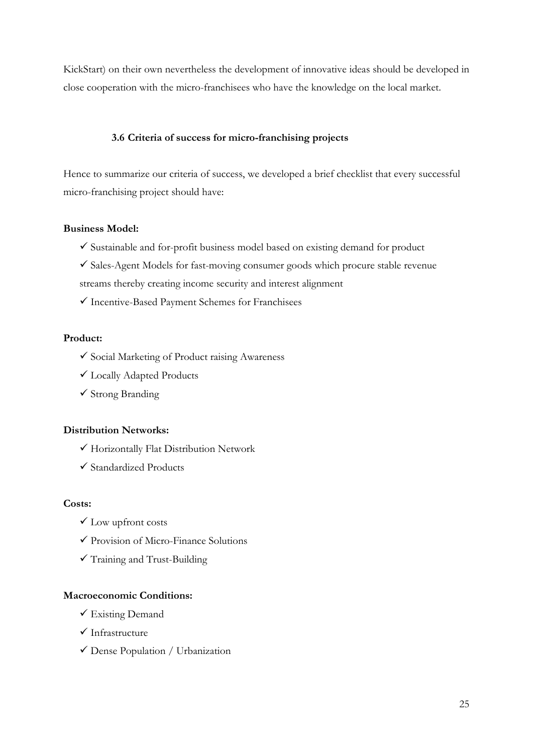KickStart) on their own nevertheless the development of innovative ideas should be developed in close cooperation with the micro-franchisees who have the knowledge on the local market.

### 3.6 Criteria of success for micro-franchising projects

Hence to summarize our criteria of success, we developed a brief checklist that every successful micro-franchising project should have:

**Business Model:**

- ✓ Sustainable and for-profit business model based on existing demand for product
- ✓ Sales-Agent Models for fast-moving consumer goods which procure stable revenue streams thereby creating income security and interest alignment
- ✓ Incentive-Based Payment Schemes for Franchisees

**Product:**

- ✓ Social Marketing of Product raising Awareness
- ✓ Locally Adapted Products
- ✓ Strong Branding

**Distribution Networks:**

- ✓ Horizontally Flat Distribution Network
- ✓ Standardized Products

**Costs:**

- ✓ Low upfront costs
- ✓ Provision of Micro-Finance Solutions
- ✓ Training and Trust-Building

**Macroeconomic Conditions:**

- ✓ Existing Demand
- ✓ Infrastructure
- ✓ Dense Population / Urbanization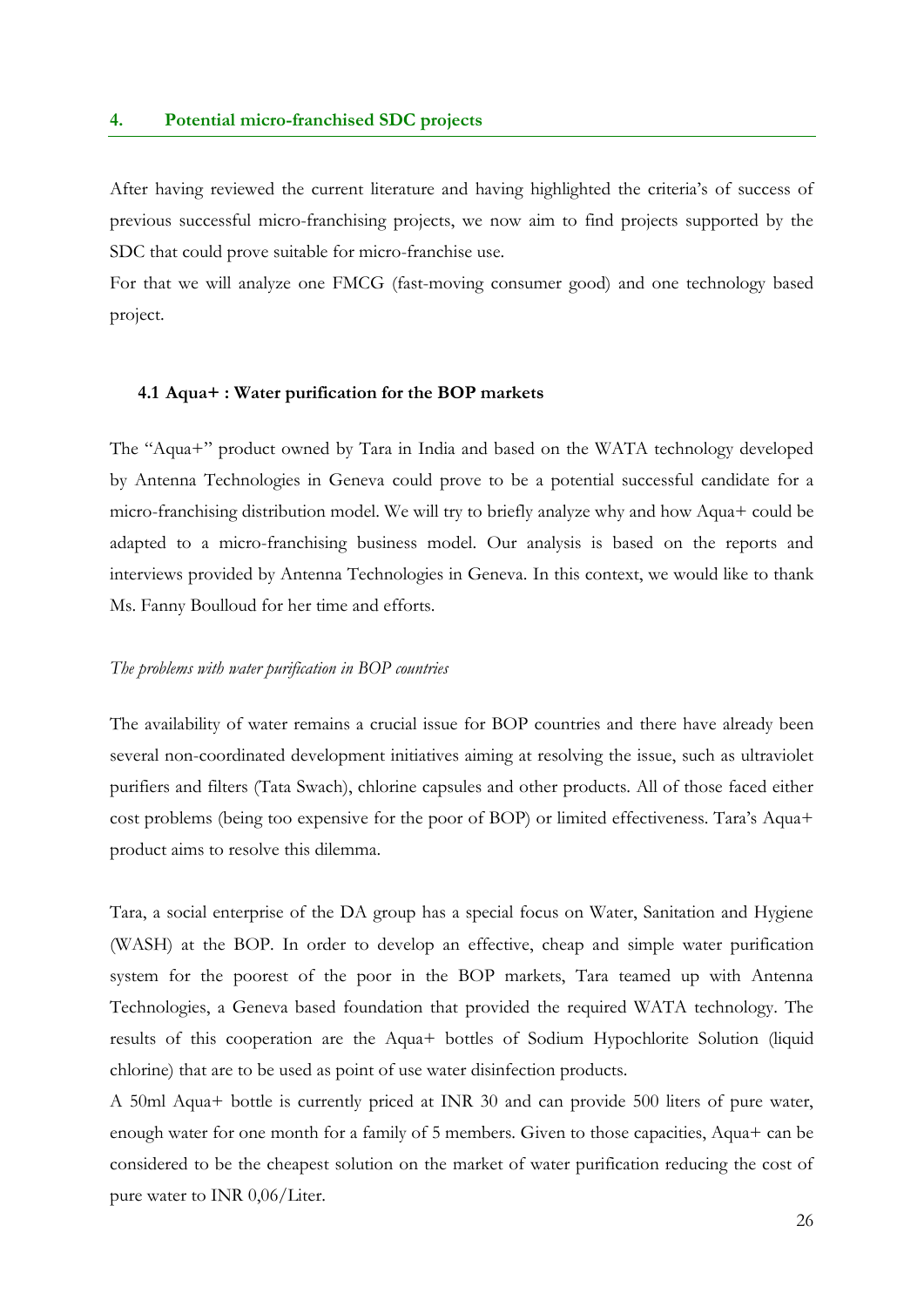## 4. Potential micro-franchised SDC projects

After having reviewed the current literature and having highlighted the criteria's of success of previous successful micro-franchising projects, we now aim to find projects supported by the SDC that could prove suitable for micro-franchise use.

For that we will analyze one FMCG (fast-moving consumer good) and one technology based project.

### 4.1 Aqua+ : Water purification for the BOP markets

The "Aqua+" product owned by Tara in India and based on the WATA technology developed by Antenna Technologies in Geneva could prove to be a potential successful candidate for a micro-franchising distribution model. We will try to briefly analyze why and how Aqua+ could be adapted to a micro-franchising business model. Our analysis is based on the reports and interviews provided by Antenna Technologies in Geneva. In this context, we would like to thank Ms. Fanny Boulloud for her time and efforts.

*The problems with water purification in BOP countries*

The availability of water remains a crucial issue for BOP countries and there have already been several non-coordinated development initiatives aiming at resolving the issue, such as ultraviolet purifiers and filters (Tata Swach), chlorine capsules and other products. All of those faced either cost problems (being too expensive for the poor of BOP) or limited effectiveness. Tara's Aqua+ product aims to resolve this dilemma.

Tara, a social enterprise of the DA group has a special focus on Water, Sanitation and Hygiene (WASH) at the BOP. In order to develop an effective, cheap and simple water purification system for the poorest of the poor in the BOP markets, Tara teamed up with Antenna Technologies, a Geneva based foundation that provided the required WATA technology. The results of this cooperation are the Aqua+ bottles of Sodium Hypochlorite Solution (liquid chlorine) that are to be used as point of use water disinfection products.

A 50ml Aqua+ bottle is currently priced at INR 30 and can provide 500 liters of pure water, enough water for one month for a family of 5 members. Given to those capacities, Aqua+ can be considered to be the cheapest solution on the market of water purification reducing the cost of pure water to INR 0,06/Liter.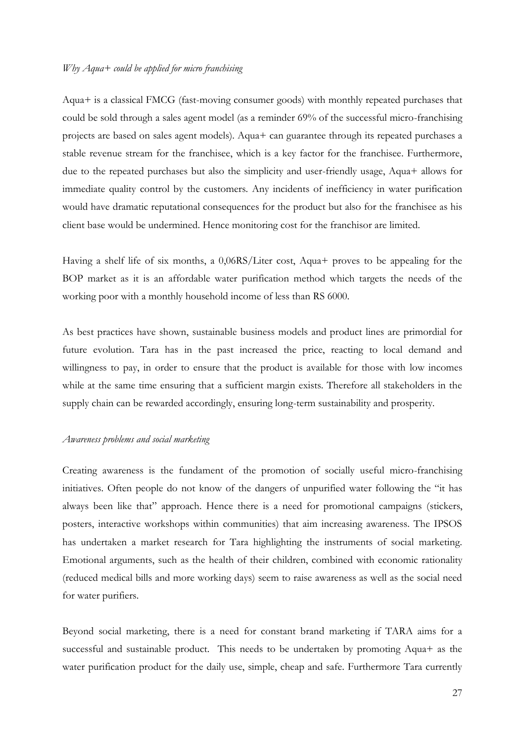*Why Aqua+ could be applied for micro franchising*

Aqua+ is a classical FMCG (fast-moving consumer goods) with monthly repeated purchases that could be sold through a sales agent model (as a reminder 69% of the successful micro-franchising projects are based on sales agent models). Aqua+ can guarantee through its repeated purchases a stable revenue stream for the franchisee, which is a key factor for the franchisee. Furthermore, due to the repeated purchases but also the simplicity and user-friendly usage, Aqua+ allows for immediate quality control by the customers. Any incidents of inefficiency in water purification would have dramatic reputational consequences for the product but also for the franchisee as his client base would be undermined. Hence monitoring cost for the franchisor are limited.

Having a shelf life of six months, a 0,06RS/Liter cost, Aqua+ proves to be appealing for the BOP market as it is an affordable water purification method which targets the needs of the working poor with a monthly household income of less than RS 6000.

As best practices have shown, sustainable business models and product lines are primordial for future evolution. Tara has in the past increased the price, reacting to local demand and willingness to pay, in order to ensure that the product is available for those with low incomes while at the same time ensuring that a sufficient margin exists. Therefore all stakeholders in the supply chain can be rewarded accordingly, ensuring long-term sustainability and prosperity.

*Awareness problems and social marketing*

Creating awareness is the fundament of the promotion of socially useful micro-franchising initiatives. Often people do not know of the dangers of unpurified water following the "it has always been like that" approach. Hence there is a need for promotional campaigns (stickers, posters, interactive workshops within communities) that aim increasing awareness. The IPSOS has undertaken a market research for Tara highlighting the instruments of social marketing. Emotional arguments, such as the health of their children, combined with economic rationality (reduced medical bills and more working days) seem to raise awareness as well as the social need for water purifiers.

Beyond social marketing, there is a need for constant brand marketing if TARA aims for a successful and sustainable product. This needs to be undertaken by promoting Aqua+ as the water purification product for the daily use, simple, cheap and safe. Furthermore Tara currently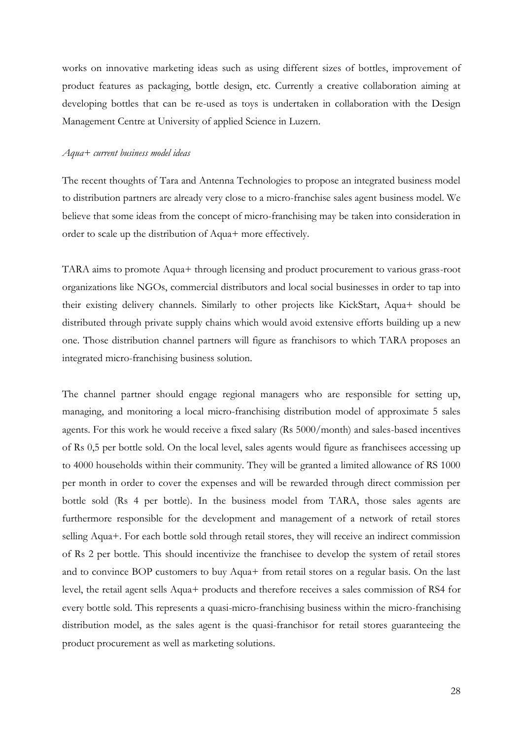works on innovative marketing ideas such as using different sizes of bottles, improvement of product features as packaging, bottle design, etc. Currently a creative collaboration aiming at developing bottles that can be re-used as toys is undertaken in collaboration with the Design Management Centre at University of applied Science in Luzern.

*Aqua+ current business model ideas*

The recent thoughts of Tara and Antenna Technologies to propose an integrated business model to distribution partners are already very close to a micro-franchise sales agent business model. We believe that some ideas from the concept of micro-franchising may be taken into consideration in order to scale up the distribution of Aqua+ more effectively.

TARA aims to promote Aqua+ through licensing and product procurement to various grass-root organizations like NGOs, commercial distributors and local social businesses in order to tap into their existing delivery channels. Similarly to other projects like KickStart, Aqua+ should be distributed through private supply chains which would avoid extensive efforts building up a new one. Those distribution channel partners will figure as franchisors to which TARA proposes an integrated micro-franchising business solution.

The channel partner should engage regional managers who are responsible for setting up, managing, and monitoring a local micro-franchising distribution model of approximate 5 sales agents. For this work he would receive a fixed salary (Rs 5000/month) and sales-based incentives of Rs 0,5 per bottle sold. On the local level, sales agents would figure as franchisees accessing up to 4000 households within their community. They will be granted a limited allowance of RS 1000 per month in order to cover the expenses and will be rewarded through direct commission per bottle sold (Rs 4 per bottle). In the business model from TARA, those sales agents are furthermore responsible for the development and management of a network of retail stores selling Aqua+. For each bottle sold through retail stores, they will receive an indirect commission of Rs 2 per bottle. This should incentivize the franchisee to develop the system of retail stores and to convince BOP customers to buy Aqua+ from retail stores on a regular basis. On the last level, the retail agent sells Aqua+ products and therefore receives a sales commission of RS4 for every bottle sold. This represents a quasi-micro-franchising business within the micro-franchising distribution model, as the sales agent is the quasi-franchisor for retail stores guaranteeing the product procurement as well as marketing solutions.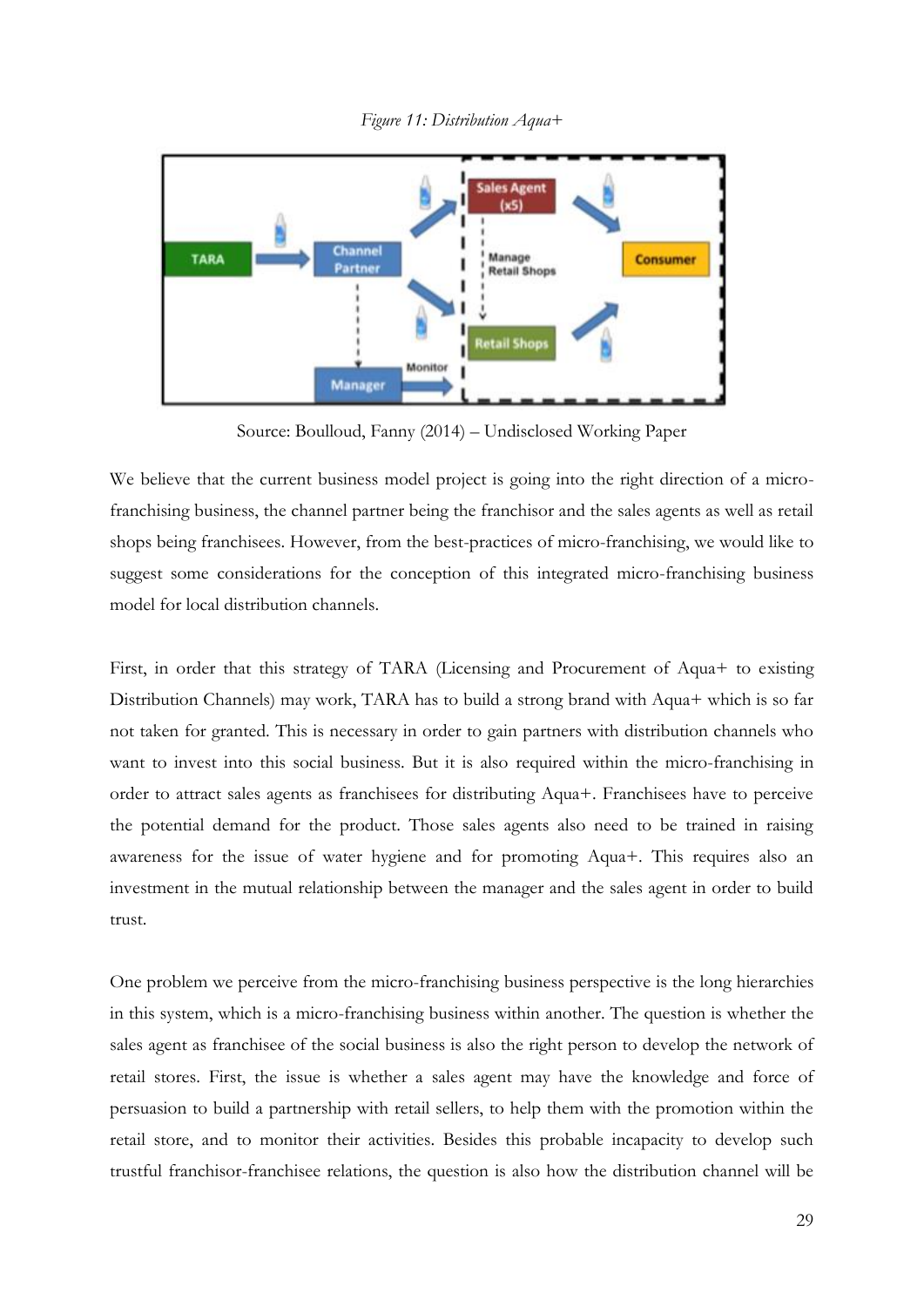*Figure 11: Distribution Aqua+*

Source: Boulloud, Fanny (2014) – Undisclosed Working Paper

We believe that the current business model project is going into the right direction of a micro-franchising business, the channel partner being the franchisor and the sales agents as well as retail shops being franchisees. However, from the best-practices of micro-franchising, we would like to suggest some considerations for the conception of this integrated micro-franchising business model for local distribution channels.

First, in order that this strategy of TARA (Licensing and Procurement of Aqua+ to existing Distribution Channels) may work, TARA has to build a strong brand with Aqua+ which is so far not taken for granted. This is necessary in order to gain partners with distribution channels who want to invest into this social business. But it is also required within the micro-franchising in order to attract sales agents as franchisees for distributing Aqua+. Franchisees have to perceive the potential demand for the product. Those sales agents also need to be trained in raising awareness for the issue of water hygiene and for promoting Aqua+. This requires also an investment in the mutual relationship between the manager and the sales agent in order to build trust.

One problem we perceive from the micro-franchising business perspective is the long hierarchies in this system, which is a micro-franchising business within another. The question is whether the sales agent as franchisee of the social business is also the right person to develop the network of retail stores. First, the issue is whether a sales agent may have the knowledge and force of persuasion to build a partnership with retail sellers, to help them with the promotion within the retail store, and to monitor their activities. Besides this probable incapacity to develop such trustful franchisor-franchisee relations, the question is also how the distribution channel will be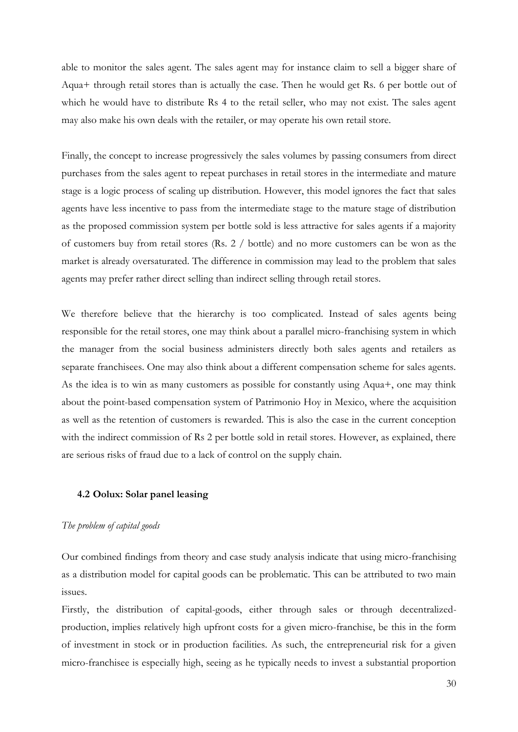able to monitor the sales agent. The sales agent may for instance claim to sell a bigger share of Aqua+ through retail stores than is actually the case. Then he would get Rs. 6 per bottle out of which he would have to distribute Rs 4 to the retail seller, who may not exist. The sales agent may also make his own deals with the retailer, or may operate his own retail store.

Finally, the concept to increase progressively the sales volumes by passing consumers from direct purchases from the sales agent to repeat purchases in retail stores in the intermediate and mature stage is a logic process of scaling up distribution. However, this model ignores the fact that sales agents have less incentive to pass from the intermediate stage to the mature stage of distribution as the proposed commission system per bottle sold is less attractive for sales agents if a majority of customers buy from retail stores (Rs. 2 / bottle) and no more customers can be won as the market is already oversaturated. The difference in commission may lead to the problem that sales agents may prefer rather direct selling than indirect selling through retail stores.

We therefore believe that the hierarchy is too complicated. Instead of sales agents being responsible for the retail stores, one may think about a parallel micro-franchising system in which the manager from the social business administers directly both sales agents and retailers as separate franchisees. One may also think about a different compensation scheme for sales agents. As the idea is to win as many customers as possible for constantly using Aqua+, one may think about the point-based compensation system of Patrimonio Hoy in Mexico, where the acquisition as well as the retention of customers is rewarded. This is also the case in the current conception with the indirect commission of Rs 2 per bottle sold in retail stores. However, as explained, there are serious risks of fraud due to a lack of control on the supply chain.

### 4.2 Oolux: Solar panel leasing

*The problem of capital goods*

Our combined findings from theory and case study analysis indicate that using micro-franchising as a distribution model for capital goods can be problematic. This can be attributed to two main issues.

Firstly, the distribution of capital-goods, either through sales or through decentralized-production, implies relatively high upfront costs for a given micro-franchise, be this in the form of investment in stock or in production facilities. As such, the entrepreneurial risk for a given micro-franchisee is especially high, seeing as he typically needs to invest a substantial proportion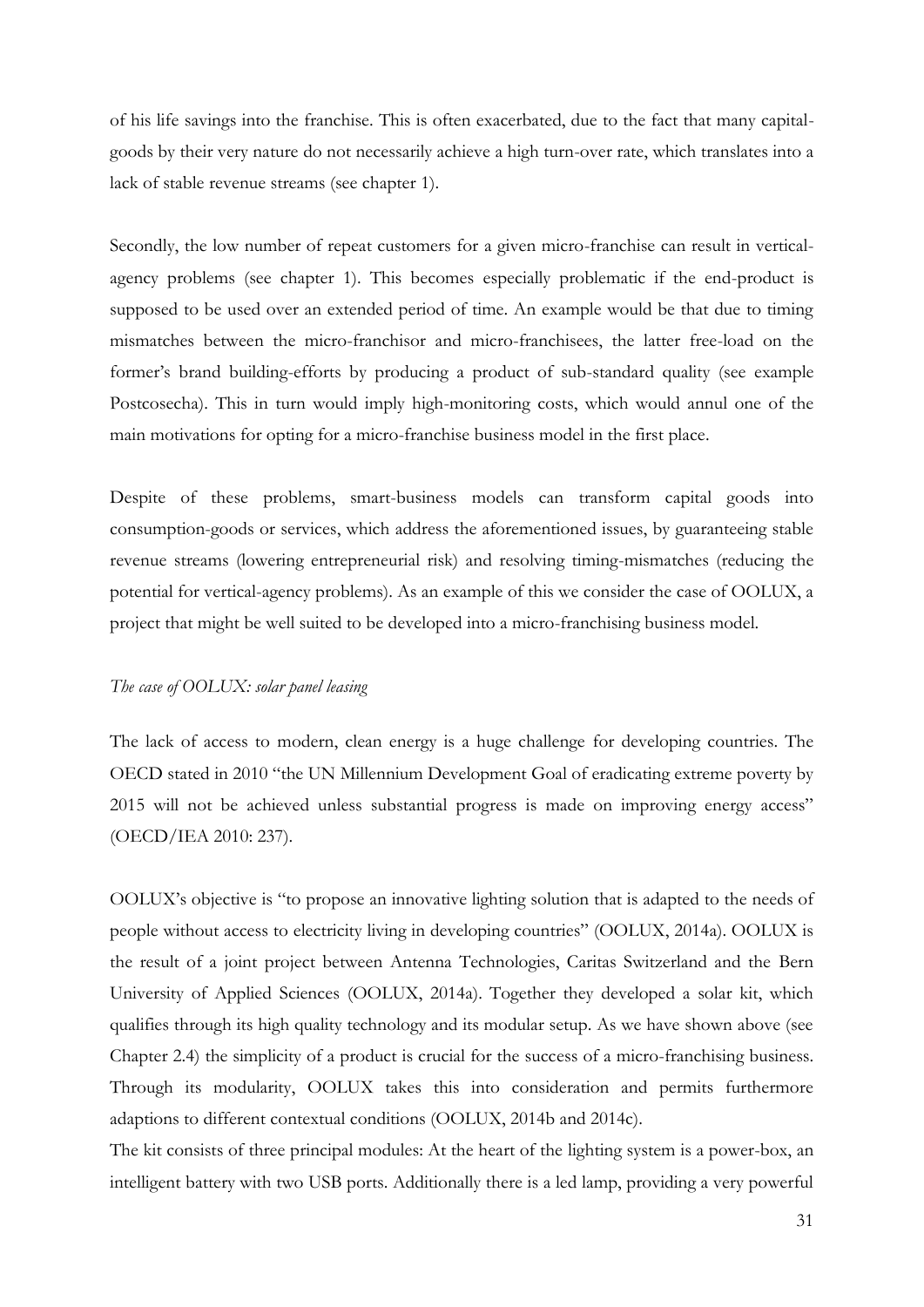of his life savings into the franchise. This is often exacerbated, due to the fact that many capital-goods by their very nature do not necessarily achieve a high turn-over rate, which translates into a lack of stable revenue streams (see chapter 1).

Secondly, the low number of repeat customers for a given micro-franchise can result in vertical-agency problems (see chapter 1). This becomes especially problematic if the end-product is supposed to be used over an extended period of time. An example would be that due to timing mismatches between the micro-franchisor and micro-franchisees, the latter free-load on the former's brand building-efforts by producing a product of sub-standard quality (see example Postcosecha). This in turn would imply high-monitoring costs, which would annul one of the main motivations for opting for a micro-franchise business model in the first place.

Despite of these problems, smart-business models can transform capital goods into consumption-goods or services, which address the aforementioned issues, by guaranteeing stable revenue streams (lowering entrepreneurial risk) and resolving timing-mismatches (reducing the potential for vertical-agency problems). As an example of this we consider the case of OOLUX, a project that might be well suited to be developed into a micro-franchising business model.

*The case of OOLUX: solar panel leasing*

The lack of access to modern, clean energy is a huge challenge for developing countries. The OECD stated in 2010 "the UN Millennium Development Goal of eradicating extreme poverty by 2015 will not be achieved unless substantial progress is made on improving energy access" (OECD/IEA 2010: 237).

OOLUX's objective is "to propose an innovative lighting solution that is adapted to the needs of people without access to electricity living in developing countries" (OOLUX, 2014a). OOLUX is the result of a joint project between Antenna Technologies, Caritas Switzerland and the Bern University of Applied Sciences (OOLUX, 2014a). Together they developed a solar kit, which qualifies through its high quality technology and its modular setup. As we have shown above (see Chapter 2.4) the simplicity of a product is crucial for the success of a micro-franchising business. Through its modularity, OOLUX takes this into consideration and permits furthermore adaptions to different contextual conditions (OOLUX, 2014b and 2014c).
The kit consists of three principal modules: At the heart of the lighting system is a power-box, an intelligent battery with two USB ports. Additionally there is a led lamp, providing a very powerful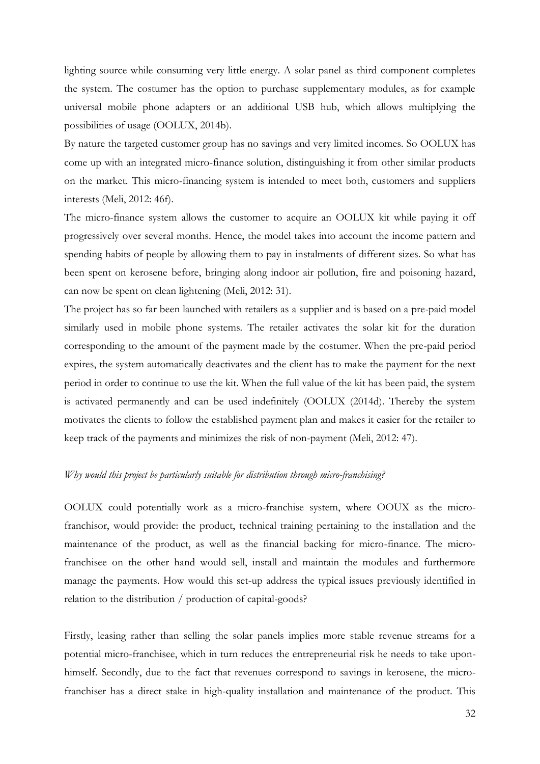lighting source while consuming very little energy. A solar panel as third component completes the system. The costumer has the option to purchase supplementary modules, as for example universal mobile phone adapters or an additional USB hub, which allows multiplying the possibilities of usage (OOLUX, 2014b).

By nature the targeted customer group has no savings and very limited incomes. So OOLUX has come up with an integrated micro-finance solution, distinguishing it from other similar products on the market. This micro-financing system is intended to meet both, customers and suppliers interests (Meli, 2012: 46f).

The micro-finance system allows the customer to acquire an OOLUX kit while paying it off progressively over several months. Hence, the model takes into account the income pattern and spending habits of people by allowing them to pay in instalments of different sizes. So what has been spent on kerosene before, bringing along indoor air pollution, fire and poisoning hazard, can now be spent on clean lightening (Meli, 2012: 31).

The project has so far been launched with retailers as a supplier and is based on a pre-paid model similarly used in mobile phone systems. The retailer activates the solar kit for the duration corresponding to the amount of the payment made by the costumer. When the pre-paid period expires, the system automatically deactivates and the client has to make the payment for the next period in order to continue to use the kit. When the full value of the kit has been paid, the system is activated permanently and can be used indefinitely (OOLUX (2014d). Thereby the system motivates the clients to follow the established payment plan and makes it easier for the retailer to keep track of the payments and minimizes the risk of non-payment (Meli, 2012: 47).

*Why would this project be particularly suitable for distribution through micro-franchising?*

OOLUX could potentially work as a micro-franchise system, where OOUX as the micro-franchisor, would provide: the product, technical training pertaining to the installation and the maintenance of the product, as well as the financial backing for micro-finance. The micro-franchisee on the other hand would sell, install and maintain the modules and furthermore manage the payments. How would this set-up address the typical issues previously identified in relation to the distribution / production of capital-goods?

Firstly, leasing rather than selling the solar panels implies more stable revenue streams for a potential micro-franchisee, which in turn reduces the entrepreneurial risk he needs to take upon-himself. Secondly, due to the fact that revenues correspond to savings in kerosene, the micro-franchiser has a direct stake in high-quality installation and maintenance of the product. This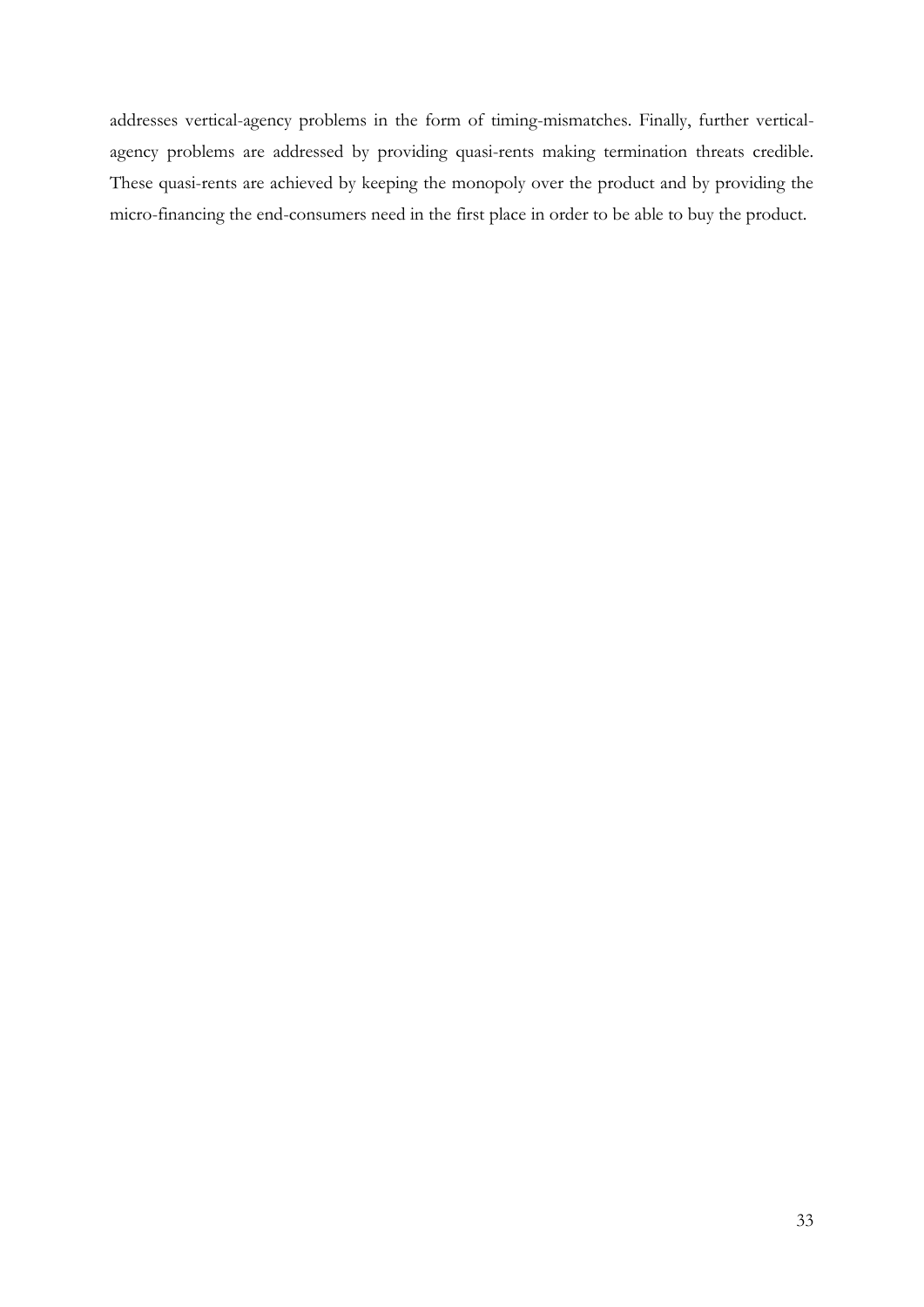addresses vertical-agency problems in the form of timing-mismatches. Finally, further vertical-agency problems are addressed by providing quasi-rents making termination threats credible. These quasi-rents are achieved by keeping the monopoly over the product and by providing the micro-financing the end-consumers need in the first place in order to be able to buy the product.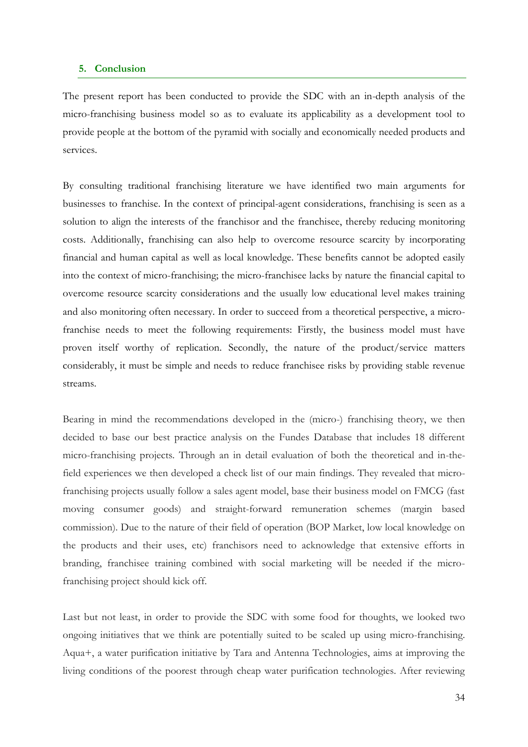## 5. Conclusion

The present report has been conducted to provide the SDC with an in-depth analysis of the micro-franchising business model so as to evaluate its applicability as a development tool to provide people at the bottom of the pyramid with socially and economically needed products and services.

By consulting traditional franchising literature we have identified two main arguments for businesses to franchise. In the context of principal-agent considerations, franchising is seen as a solution to align the interests of the franchisor and the franchisee, thereby reducing monitoring costs. Additionally, franchising can also help to overcome resource scarcity by incorporating financial and human capital as well as local knowledge. These benefits cannot be adopted easily into the context of micro-franchising; the micro-franchisee lacks by nature the financial capital to overcome resource scarcity considerations and the usually low educational level makes training and also monitoring often necessary. In order to succeed from a theoretical perspective, a micro-franchise needs to meet the following requirements: Firstly, the business model must have proven itself worthy of replication. Secondly, the nature of the product/service matters considerably, it must be simple and needs to reduce franchisee risks by providing stable revenue streams.

Bearing in mind the recommendations developed in the (micro-) franchising theory, we then decided to base our best practice analysis on the Fundes Database that includes 18 different micro-franchising projects. Through an in detail evaluation of both the theoretical and in-the-field experiences we then developed a check list of our main findings. They revealed that micro-franchising projects usually follow a sales agent model, base their business model on FMCG (fast moving consumer goods) and straight-forward remuneration schemes (margin based commission). Due to the nature of their field of operation (BOP Market, low local knowledge on the products and their uses, etc) franchisors need to acknowledge that extensive efforts in branding, franchisee training combined with social marketing will be needed if the micro-franchising project should kick off.

Last but not least, in order to provide the SDC with some food for thoughts, we looked two ongoing initiatives that we think are potentially suited to be scaled up using micro-franchising. Aqua+, a water purification initiative by Tara and Antenna Technologies, aims at improving the living conditions of the poorest through cheap water purification technologies. After reviewing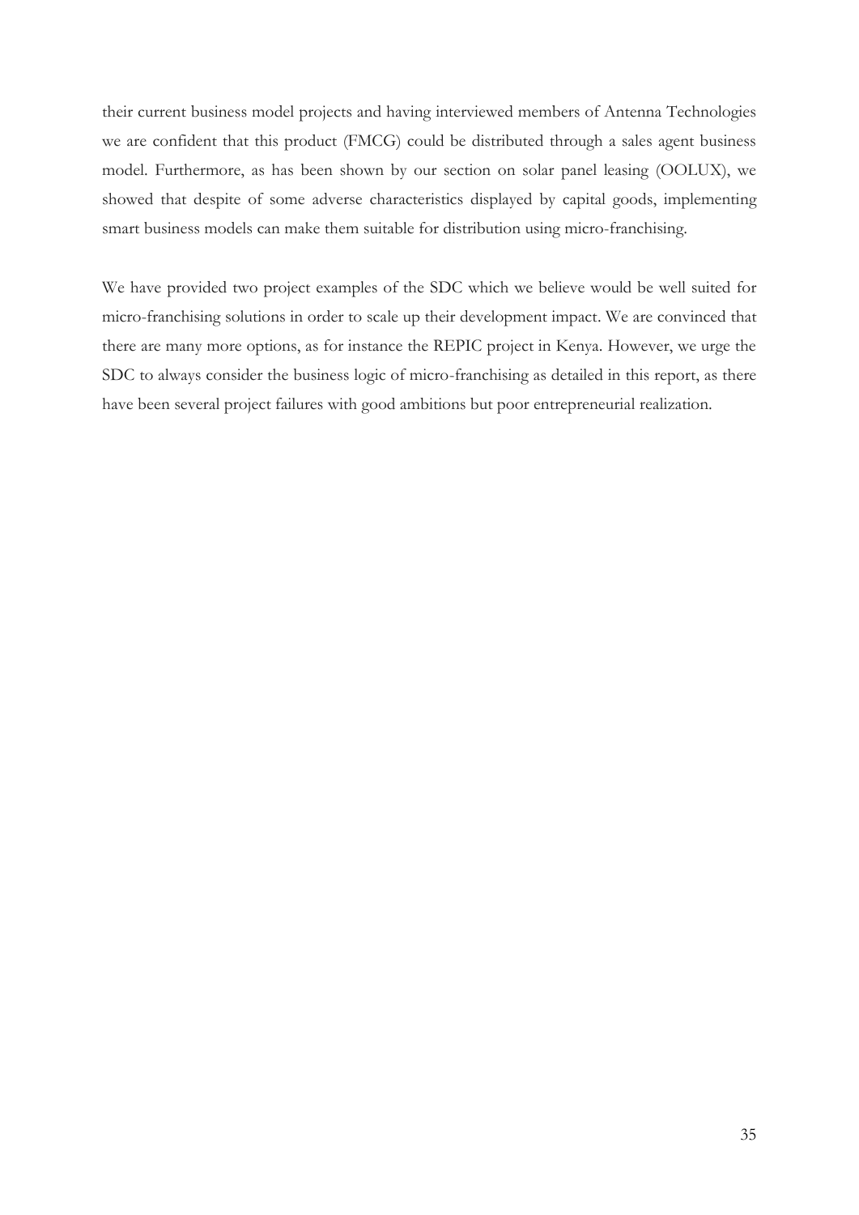their current business model projects and having interviewed members of Antenna Technologies we are confident that this product (FMCG) could be distributed through a sales agent business model. Furthermore, as has been shown by our section on solar panel leasing (OOLUX), we showed that despite of some adverse characteristics displayed by capital goods, implementing smart business models can make them suitable for distribution using micro-franchising.

We have provided two project examples of the SDC which we believe would be well suited for micro-franchising solutions in order to scale up their development impact. We are convinced that there are many more options, as for instance the REPIC project in Kenya. However, we urge the SDC to always consider the business logic of micro-franchising as detailed in this report, as there have been several project failures with good ambitions but poor entrepreneurial realization.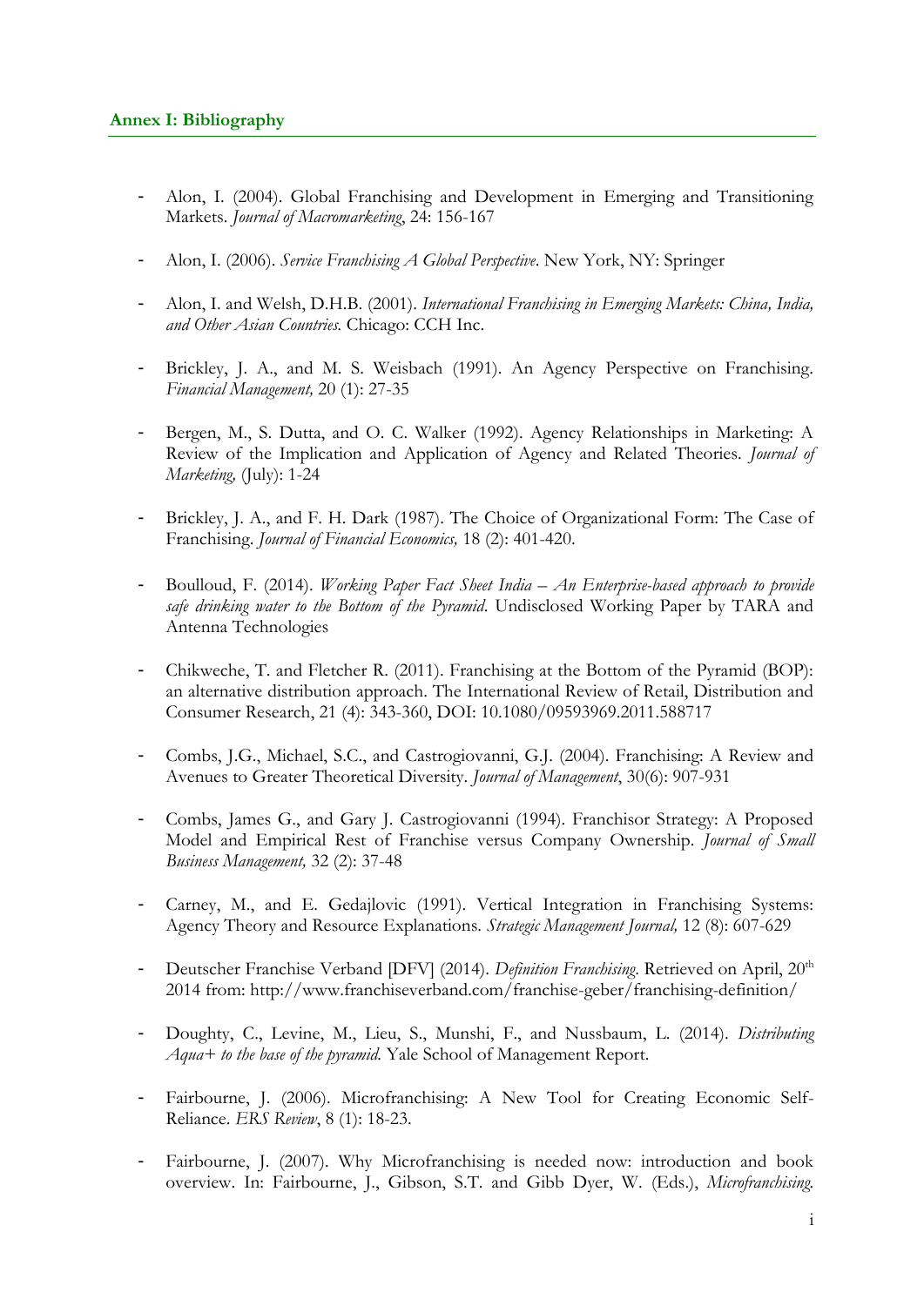## Annex I: Bibliography

- Alon, I. (2004). Global Franchising and Development in Emerging and Transitioning Markets. *Journal of Macromarketing*, 24: 156-167
- Alon, I. (2006). *Service Franchising A Global Perspective*. New York, NY: Springer
- Alon, I. and Welsh, D.H.B. (2001). *International Franchising in Emerging Markets: China, India, and Other Asian Countries.* Chicago: CCH Inc.
- Brickley, J. A., and M. S. Weisbach (1991). An Agency Perspective on Franchising. *Financial Management,* 20 (1): 27-35
- Bergen, M., S. Dutta, and O. C. Walker (1992). Agency Relationships in Marketing: A Review of the Implication and Application of Agency and Related Theories. *Journal of Marketing,* (July): 1-24
- Brickley, J. A., and F. H. Dark (1987). The Choice of Organizational Form: The Case of Franchising. *Journal of Financial Economics,* 18 (2): 401-420.
- Boulloud, F. (2014). *Working Paper Fact Sheet India – An Enterprise-based approach to provide safe drinking water to the Bottom of the Pyramid*. Undisclosed Working Paper by TARA and Antenna Technologies
- Chikweche, T. and Fletcher R. (2011). Franchising at the Bottom of the Pyramid (BOP): an alternative distribution approach. The International Review of Retail, Distribution and Consumer Research, 21 (4): 343-360, DOI: 10.1080/09593969.2011.588717
- Combs, J.G., Michael, S.C., and Castrogiovanni, G.J. (2004). Franchising: A Review and Avenues to Greater Theoretical Diversity. *Journal of Management*, 30(6): 907-931
- Combs, James G., and Gary J. Castrogiovanni (1994). Franchisor Strategy: A Proposed Model and Empirical Rest of Franchise versus Company Ownership. *Journal of Small Business Management,* 32 (2): 37-48
- Carney, M., and E. Gedajlovic (1991). Vertical Integration in Franchising Systems: Agency Theory and Resource Explanations. *Strategic Management Journal,* 12 (8): 607-629
- Deutscher Franchise Verband [DFV] (2014). *Definition Franchising*. Retrieved on April, 20th 2014 from: http://www.franchiseverband.com/franchise-geber/franchising-definition/
- Doughty, C., Levine, M., Lieu, S., Munshi, F., and Nussbaum, L. (2014). *Distributing Aqua+ to the base of the pyramid.* Yale School of Management Report.
- Fairbourne, J. (2006). Microfranchising: A New Tool for Creating Economic Self-Reliance. *ERS Review*, 8 (1): 18-23.
- Fairbourne, J. (2007). Why Microfranchising is needed now: introduction and book overview. In: Fairbourne, J., Gibson, S.T. and Gibb Dyer, W. (Eds.), *Microfranchising.*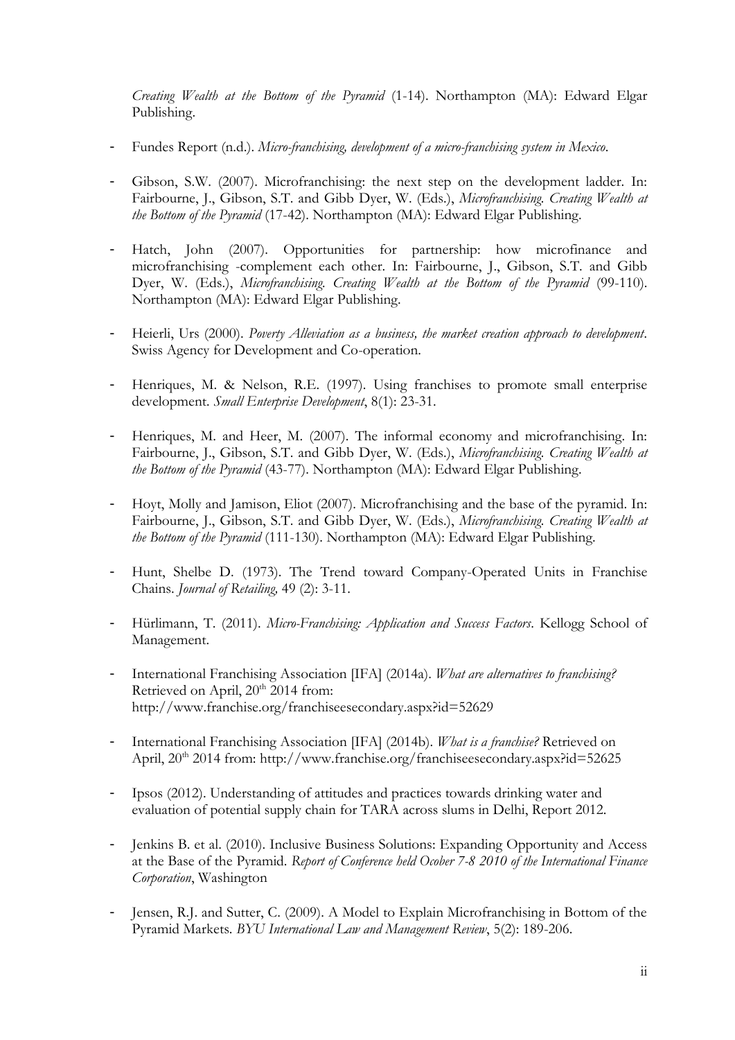*Creating Wealth at the Bottom of the Pyramid* (1-14). Northampton (MA): Edward Elgar Publishing.

- Fundes Report (n.d.). *Micro-franchising, development of a micro-franchising system in Mexico*.

- Gibson, S.W. (2007). Microfranchising: the next step on the development ladder. In: Fairbourne, J., Gibson, S.T. and Gibb Dyer, W. (Eds.), *Microfranchising. Creating Wealth at the Bottom of the Pyramid* (17-42). Northampton (MA): Edward Elgar Publishing.

- Hatch, John (2007). Opportunities for partnership: how microfinance and microfranchising -complement each other. In: Fairbourne, J., Gibson, S.T. and Gibb Dyer, W. (Eds.), *Microfranchising. Creating Wealth at the Bottom of the Pyramid* (99-110). Northampton (MA): Edward Elgar Publishing.

- Heierli, Urs (2000). *Poverty Alleviation as a business, the market creation approach to development*. Swiss Agency for Development and Co-operation.

- Henriques, M. & Nelson, R.E. (1997). Using franchises to promote small enterprise development. *Small Enterprise Development*, 8(1): 23-31.

- Henriques, M. and Heer, M. (2007). The informal economy and microfranchising. In: Fairbourne, J., Gibson, S.T. and Gibb Dyer, W. (Eds.), *Microfranchising. Creating Wealth at the Bottom of the Pyramid* (43-77). Northampton (MA): Edward Elgar Publishing.

- Hoyt, Molly and Jamison, Eliot (2007). Microfranchising and the base of the pyramid. In: Fairbourne, J., Gibson, S.T. and Gibb Dyer, W. (Eds.), *Microfranchising. Creating Wealth at the Bottom of the Pyramid* (111-130). Northampton (MA): Edward Elgar Publishing.

- Hunt, Shelbe D. (1973). The Trend toward Company-Operated Units in Franchise Chains. *Journal of Retailing,* 49 (2): 3-11.

- Hürlimann, T. (2011). *Micro-Franchising: Application and Success Factors*. Kellogg School of Management.

- International Franchising Association [IFA] (2014a). *What are alternatives to franchising?* Retrieved on April, 20th 2014 from: http://www.franchise.org/franchiseesecondary.aspx?id=52629

- International Franchising Association [IFA] (2014b). *What is a franchise?* Retrieved on April, 20th 2014 from: http://www.franchise.org/franchiseesecondary.aspx?id=52625

- Ipsos (2012). Understanding of attitudes and practices towards drinking water and evaluation of potential supply chain for TARA across slums in Delhi, Report 2012.

- Jenkins B. et al. (2010). Inclusive Business Solutions: Expanding Opportunity and Access at the Base of the Pyramid. *Report of Conference held Ocober 7-8 2010 of the International Finance Corporation*, Washington

- Jensen, R.J. and Sutter, C. (2009). A Model to Explain Microfranchising in Bottom of the Pyramid Markets. *BYU International Law and Management Review*, 5(2): 189-206.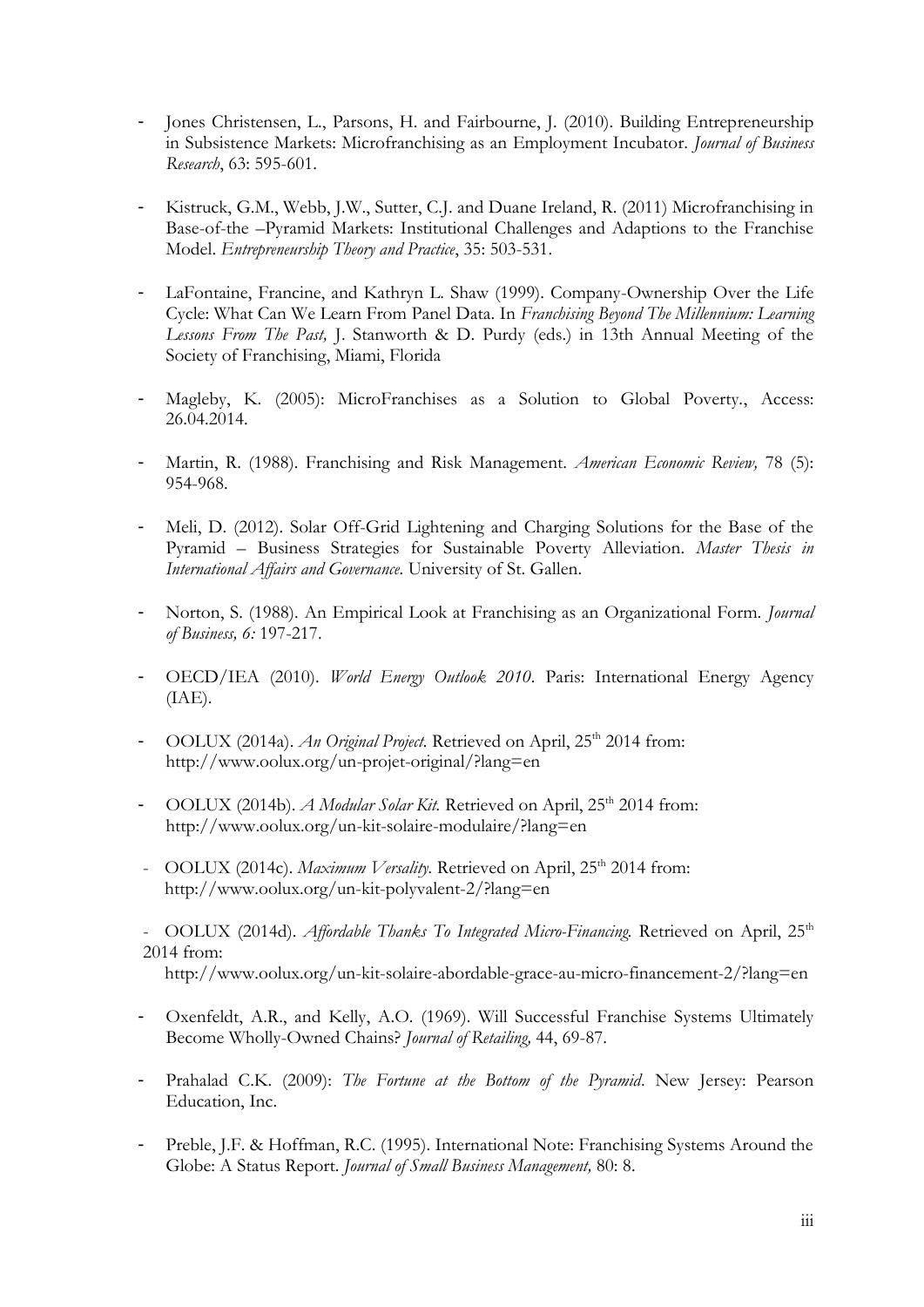- Jones Christensen, L., Parsons, H. and Fairbourne, J. (2010). Building Entrepreneurship in Subsistence Markets: Microfranchising as an Employment Incubator. *Journal of Business Research*, 63: 595-601.

- Kistruck, G.M., Webb, J.W., Sutter, C.J. and Duane Ireland, R. (2011) Microfranchising in Base-of-the –Pyramid Markets: Institutional Challenges and Adaptions to the Franchise Model. *Entrepreneurship Theory and Practice*, 35: 503-531.

- LaFontaine, Francine, and Kathryn L. Shaw (1999). Company-Ownership Over the Life Cycle: What Can We Learn From Panel Data. In *Franchising Beyond The Millennium: Learning Lessons From The Past,* J. Stanworth & D. Purdy (eds.) in 13th Annual Meeting of the Society of Franchising, Miami, Florida

- Magleby, K. (2005): MicroFranchises as a Solution to Global Poverty., Access: 26.04.2014.

- Martin, R. (1988). Franchising and Risk Management. *American Economic Review,* 78 (5): 954-968.

- Meli, D. (2012). Solar Off-Grid Lightening and Charging Solutions for the Base of the Pyramid – Business Strategies for Sustainable Poverty Alleviation. *Master Thesis in International Affairs and Governance*. University of St. Gallen.

- Norton, S. (1988). An Empirical Look at Franchising as an Organizational Form. *Journal of Business, 6:* 197-217.

- OECD/IEA (2010). *World Energy Outlook 2010*. Paris: International Energy Agency (IAE).

- OOLUX (2014a). *An Original Project*. Retrieved on April, 25th 2014 from: http://www.oolux.org/un-projet-original/?lang=en

- OOLUX (2014b). *A Modular Solar Kit.* Retrieved on April, 25th 2014 from: http://www.oolux.org/un-kit-solaire-modulaire/?lang=en

- OOLUX (2014c). *Maximum Versality*. Retrieved on April, 25th 2014 from: http://www.oolux.org/un-kit-polyvalent-2/?lang=en

- OOLUX (2014d). *Affordable Thanks To Integrated Micro-Financing.* Retrieved on April, 25th 2014 from: http://www.oolux.org/un-kit-solaire-abordable-grace-au-micro-financement-2/?lang=en

- Oxenfeldt, A.R., and Kelly, A.O. (1969). Will Successful Franchise Systems Ultimately Become Wholly-Owned Chains? *Journal of Retailing,* 44, 69-87.

- Prahalad C.K. (2009): *The Fortune at the Bottom of the Pyramid*. New Jersey: Pearson Education, Inc.

- Preble, J.F. & Hoffman, R.C. (1995). International Note: Franchising Systems Around the Globe: A Status Report. *Journal of Small Business Management,* 80: 8.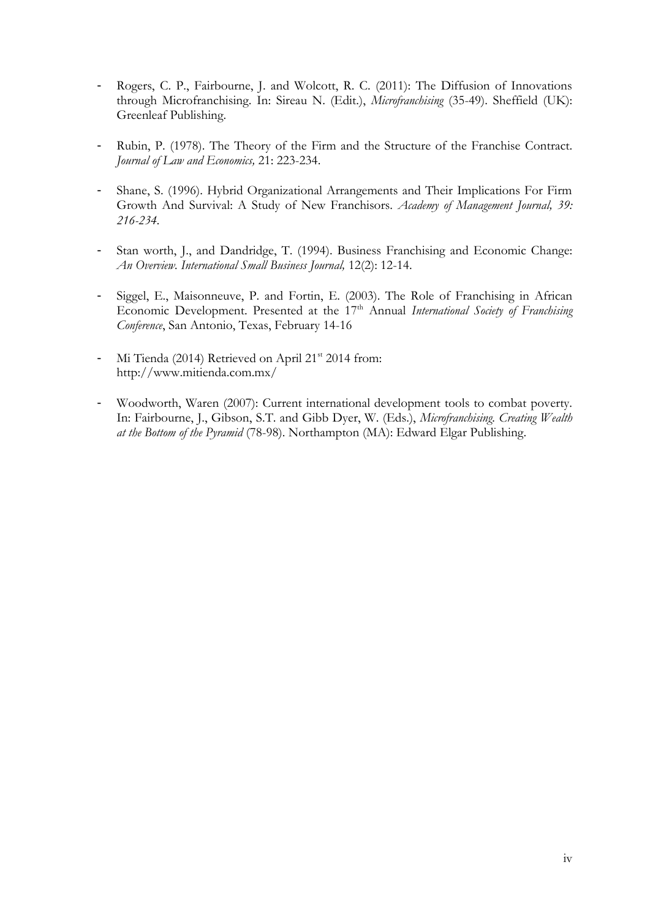- Rogers, C. P., Fairbourne, J. and Wolcott, R. C. (2011): The Diffusion of Innovations through Microfranchising. In: Sireau N. (Edit.), *Microfranchising* (35-49). Sheffield (UK): Greenleaf Publishing.

- Rubin, P. (1978). The Theory of the Firm and the Structure of the Franchise Contract. *Journal of Law and Economics,* 21: 223-234.

- Shane, S. (1996). Hybrid Organizational Arrangements and Their Implications For Firm Growth And Survival: A Study of New Franchisors. *Academy of Management Journal, 39: 216-234.*

- Stan worth, J., and Dandridge, T. (1994). Business Franchising and Economic Change: *An Overview. International Small Business Journal,* 12(2): 12-14.

- Siggel, E., Maisonneuve, P. and Fortin, E. (2003). The Role of Franchising in African Economic Development. Presented at the 17th Annual *International Society of Franchising Conference*, San Antonio, Texas, February 14-16

- Mi Tienda (2014) Retrieved on April 21st 2014 from: http://www.mitienda.com.mx/

- Woodworth, Waren (2007): Current international development tools to combat poverty. In: Fairbourne, J., Gibson, S.T. and Gibb Dyer, W. (Eds.), *Microfranchising. Creating Wealth at the Bottom of the Pyramid* (78-98). Northampton (MA): Edward Elgar Publishing.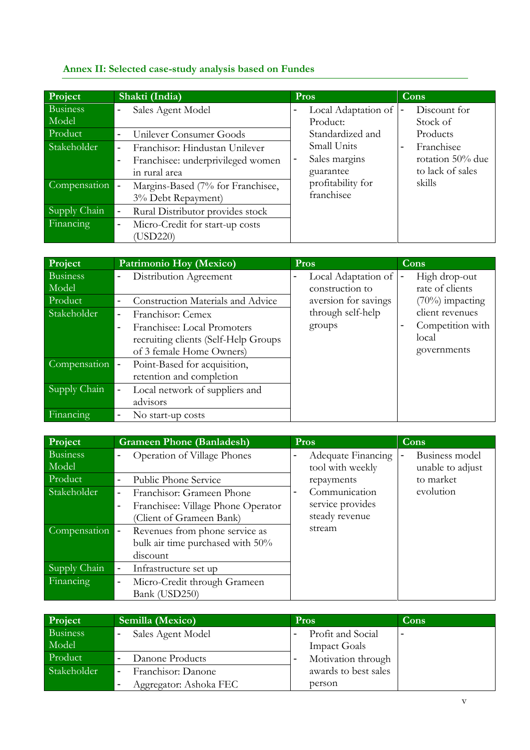### Annex II: Selected case-study analysis based on Fundes

| Project | Shakti (India) | Pros | Cons |
|---|---|---|---|
| Business Model | - Sales Agent Model | - Local Adaptation of Product: Standardized and Small Units<br>- Sales margins guarantee profitability for franchisee | - Discount for Stock of Products<br>- Franchisee rotation 50% due to lack of sales skills |
| Product | - Unilever Consumer Goods | | |
| Stakeholder | - Franchisor: Hindustan Unilever<br>- Franchisee: underprivileged women in rural area | | |
| Compensation | - Margins-Based (7% for Franchisee, 3% Debt Repayment) | | |
| Supply Chain | - Rural Distributor provides stock | | |
| Financing | - Micro-Credit for start-up costs (USD220) | | |

| Project | Patrimonio Hoy (Mexico) | Pros | Cons |
|---|---|---|---|
| Business Model | - Distribution Agreement | - Local Adaptation of construction to aversion for savings through self-help groups | - High drop-out rate of clients (70%) impacting client revenues<br>- Competition with local governments |
| Product | - Construction Materials and Advice | | |
| Stakeholder | - Franchisor: Cemex<br>- Franchisee: Local Promoters recruiting clients (Self-Help Groups of 3 female Home Owners) | | |
| Compensation | - Point-Based for acquisition, retention and completion | | |
| Supply Chain | - Local network of suppliers and advisors | | |
| Financing | - No start-up costs | | |

| Project | Grameen Phone (Banladesh) | Pros | Cons |
|---|---|---|---|
| Business Model | - Operation of Village Phones | - Adequate Financing tool with weekly repayments<br>- Communication service provides steady revenue stream | - Business model unable to adjust to market evolution |
| Product | - Public Phone Service | | |
| Stakeholder | - Franchisor: Grameen Phone<br>- Franchisee: Village Phone Operator (Client of Grameen Bank) | | |
| Compensation | - Revenues from phone service as bulk air time purchased with 50% discount | | |
| Supply Chain | - Infrastructure set up | | |
| Financing | - Micro-Credit through Grameen Bank (USD250) | | |

| Project | Semilla (Mexico) | Pros | Cons |
|---|---|---|---|
| Business Model | - Sales Agent Model | - Profit and Social Impact Goals<br>- Motivation through awards to best sales person | - |
| Product | - Danone Products | | |
| Stakeholder | - Franchisor: Danone<br>- Aggregator: Ashoka FEC | | |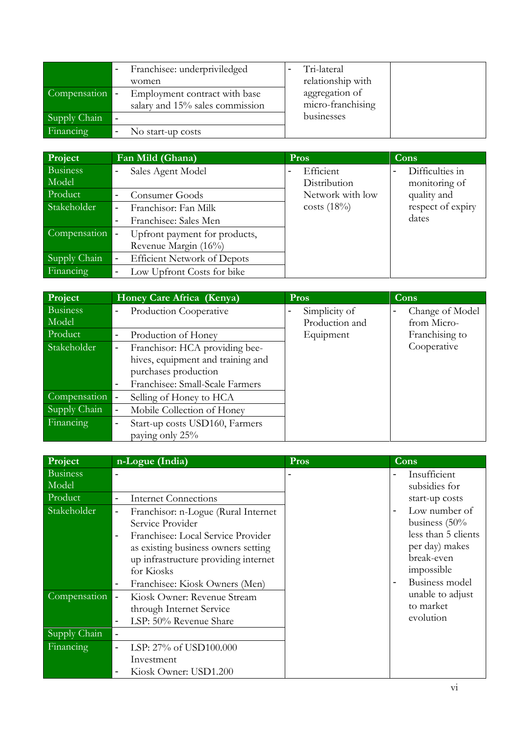|  |  |  |  |
|---|---|---|---|
|  | - Franchisee: underpriviledged women | - Tri-lateral relationship with aggregation of micro-franchising businesses |  |
| Compensation | - Employment contract with base salary and 15% sales commission |  |  |
| Supply Chain | - |  |  |
| Financing | - No start-up costs |  |  |

| Project | Fan Mild (Ghana) | Pros | Cons |
|---|---|---|---|
| Business Model | - Sales Agent Model | - Efficient Distribution Network with low costs (18%) | - Difficulties in monitoring of quality and respect of expiry dates |
| Product | - Consumer Goods |  |  |
| Stakeholder | - Franchisor: Fan Milk<br>- Franchisee: Sales Men |  |  |
| Compensation | - Upfront payment for products, Revenue Margin (16%) |  |  |
| Supply Chain | - Efficient Network of Depots |  |  |
| Financing | - Low Upfront Costs for bike |  |  |

| Project | Honey Care Africa (Kenya) | Pros | Cons |
|---|---|---|---|
| Business Model | - Production Cooperative | - Simplicity of Production and Equipment | - Change of Model from Micro-Franchising to Cooperative |
| Product | - Production of Honey |  |  |
| Stakeholder | - Franchisor: HCA providing bee-hives, equipment and training and purchases production<br>- Franchisee: Small-Scale Farmers |  |  |
| Compensation | - Selling of Honey to HCA |  |  |
| Supply Chain | - Mobile Collection of Honey |  |  |
| Financing | - Start-up costs USD160, Farmers paying only 25% |  |  |

| Project | n-Logue (India) | Pros | Cons |
|---|---|---|---|
| Business Model | - | - | - Insufficient subsidies for start-up costs<br>- Low number of business (50% less than 5 clients per day) makes break-even impossible<br>- Business model unable to adjust to market evolution |
| Product | - Internet Connections |  |  |
| Stakeholder | - Franchisor: n-Logue (Rural Internet Service Provider<br>- Franchisee: Local Service Provider as existing business owners setting up infrastructure providing internet for Kiosks<br>- Franchisee: Kiosk Owners (Men) |  |  |
| Compensation | - Kiosk Owner: Revenue Stream through Internet Service<br>- LSP: 50% Revenue Share |  |  |
| Supply Chain | - |  |  |
| Financing | - LSP: 27% of USD100.000 Investment<br>- Kiosk Owner: USD1.200 |  |  |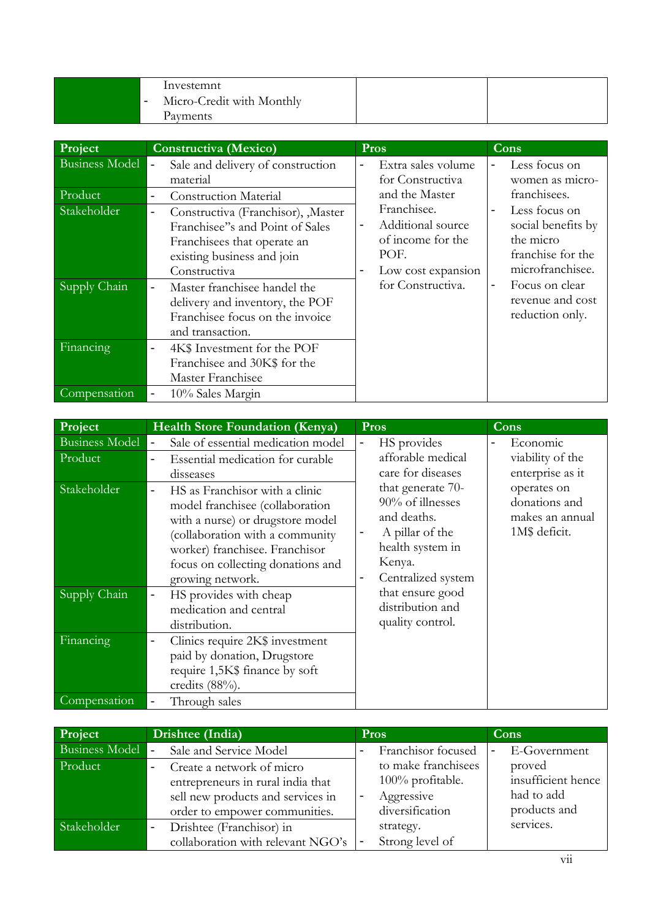|  |  |  |  |
|---|---|---|---|
|  | Investemnt<br>- Micro-Credit with Monthly Payments |  |  |

| Project | Constructiva (Mexico) | Pros | Cons |
|---|---|---|---|
| Business Model | - Sale and delivery of construction material | - Extra sales volume for Constructiva and the Master Franchisee.<br>- Additional source of income for the POF.<br>- Low cost expansion for Constructiva. | - Less focus on women as micro-franchisees.<br>- Less focus on social benefits by the micro franchise for the microfranchisee.<br>- Focus on clear revenue and cost reduction only. |
| Product | - Construction Material | | |
| Stakeholder | - Constructiva (Franchisor), „Master Franchisee"s and Point of Sales Franchisees that operate an existing business and join Constructiva | | |
| Supply Chain | - Master franchisee handel the delivery and inventory, the POF Franchisee focus on the invoice and transaction. | | |
| Financing | - 4K$ Investment for the POF Franchisee and 30K$ for the Master Franchisee | | |
| Compensation | - 10% Sales Margin | | |

| Project | Health Store Foundation (Kenya) | Pros | Cons |
|---|---|---|---|
| Business Model | - Sale of essential medication model | - HS provides afforable medical care for diseases that generate 70-90% of illnesses and deaths.<br>- A pillar of the health system in Kenya.<br>- Centralized system that ensure good distribution and quality control. | - Economic viability of the enterprise as it operates on donations and makes an annual 1M$ deficit. |
| Product | - Essential medication for curable disseases | | |
| Stakeholder | - HS as Franchisor with a clinic model franchisee (collaboration with a nurse) or drugstore model (collaboration with a community worker) franchisee. Franchisor focus on collecting donations and growing network. | | |
| Supply Chain | - HS provides with cheap medication and central distribution. | | |
| Financing | - Clinics require 2K$ investment paid by donation, Drugstore require 1,5K$ finance by soft credits (88%). | | |
| Compensation | - Through sales | | |

| Project | Drishtee (India) | Pros | Cons |
|---|---|---|---|
| Business Model | - Sale and Service Model | - Franchisor focused to make franchisees 100% profitable.<br>- Aggressive diversification strategy.<br>- Strong level of | - E-Government proved insufficient hence had to add products and services. |
| Product | - Create a network of micro entrepreneurs in rural india that sell new products and services in order to empower communities. | | |
| Stakeholder | - Drishtee (Franchisor) in collaboration with relevant NGO's | | |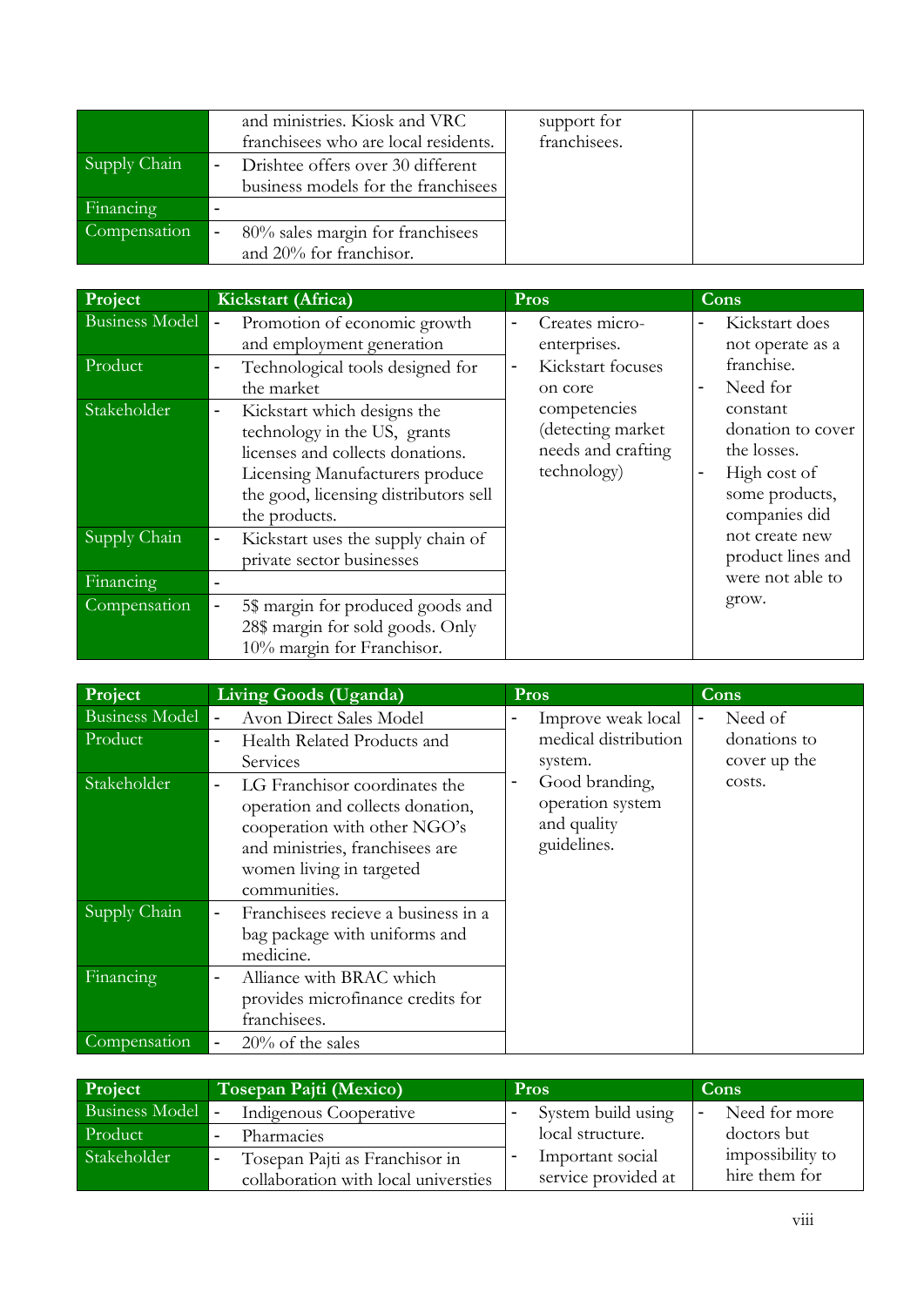|  |  |  |  |
|---|---|---|---|
|  | and ministries. Kiosk and VRC franchisees who are local residents. | support for franchisees. |  |
| Supply Chain | - Drishtee offers over 30 different business models for the franchisees |  |  |
| Financing | - |  |  |
| Compensation | - 80% sales margin for franchisees and 20% for franchisor. |  |  |

| Project | Kickstart (Africa) | Pros | Cons |
|---|---|---|---|
| Business Model | - Promotion of economic growth and employment generation | - Creates micro-enterprises.<br>- Kickstart focuses on core competencies (detecting market needs and crafting technology) | - Kickstart does not operate as a franchise.<br>- Need for constant donation to cover the losses.<br>- High cost of some products, companies did not create new product lines and were not able to grow. |
| Product | - Technological tools designed for the market |  |  |
| Stakeholder | - Kickstart which designs the technology in the US, grants licenses and collects donations. Licensing Manufacturers produce the good, licensing distributors sell the products. |  |  |
| Supply Chain | - Kickstart uses the supply chain of private sector businesses |  |  |
| Financing | - |  |  |
| Compensation | - 5$ margin for produced goods and 28$ margin for sold goods. Only 10% margin for Franchisor. |  |  |

| Project | Living Goods (Uganda) | Pros | Cons |
|---|---|---|---|
| Business Model | - Avon Direct Sales Model | - Improve weak local medical distribution system.<br>- Good branding, operation system and quality guidelines. | - Need of donations to cover up the costs. |
| Product | - Health Related Products and Services |  |  |
| Stakeholder | - LG Franchisor coordinates the operation and collects donation, cooperation with other NGO's and ministries, franchisees are women living in targeted communities. |  |  |
| Supply Chain | - Franchisees recieve a business in a bag package with uniforms and medicine. |  |  |
| Financing | - Alliance with BRAC which provides microfinance credits for franchisees. |  |  |
| Compensation | - 20% of the sales |  |  |

| Project | Tosepan Pajti (Mexico) | Pros | Cons |
|---|---|---|---|
| Business Model | - Indigenous Cooperative | - System build using local structure.<br>- Important social service provided at | - Need for more doctors but impossibility to hire them for |
| Product | - Pharmacies |  |  |
| Stakeholder | - Tosepan Pajti as Franchisor in collaboration with local universties |  |  |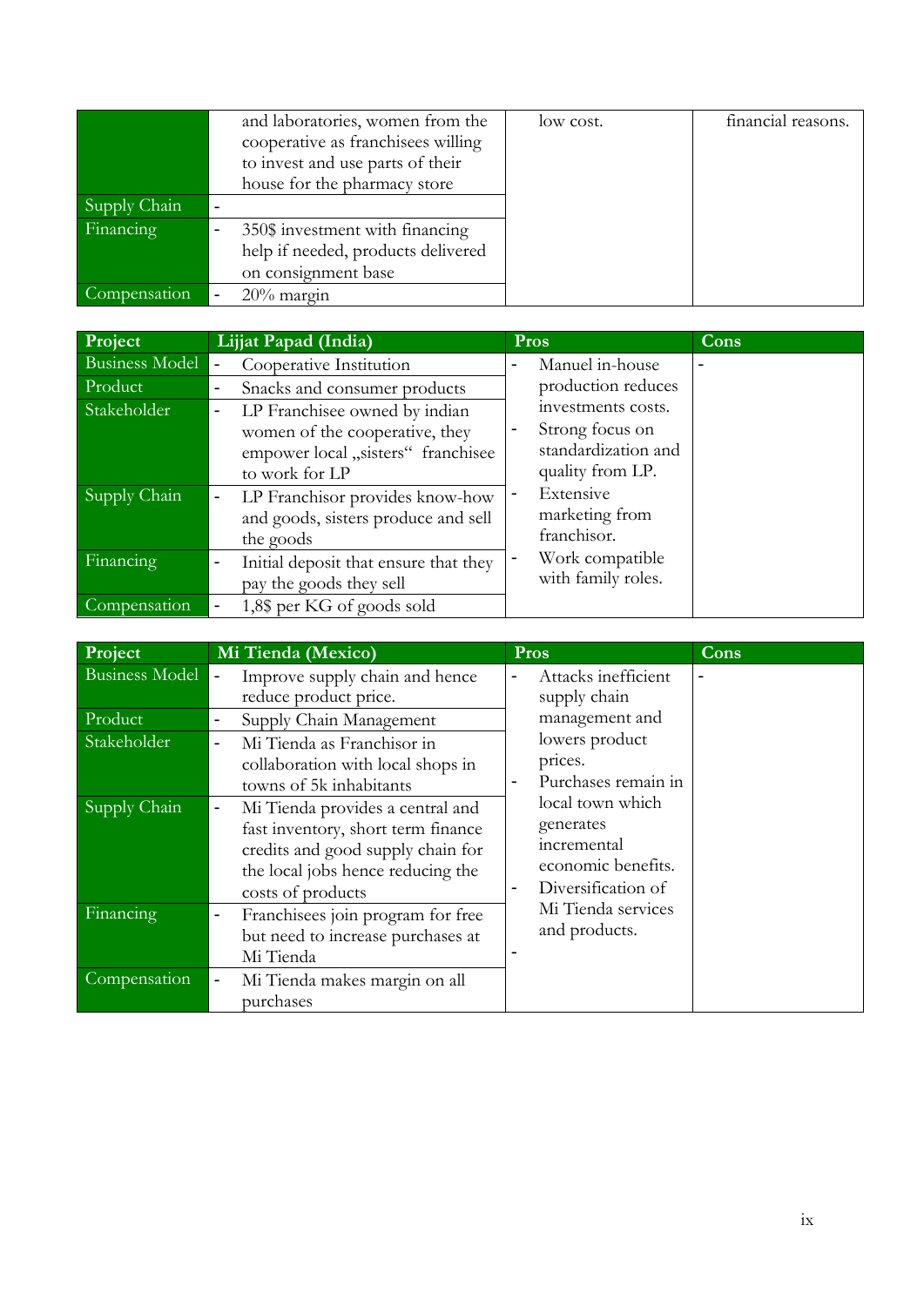| | | | |
|---|---|---|---|
| | and laboratories, women from the cooperative as franchisees willing to invest and use parts of their house for the pharmacy store | low cost. | financial reasons. |
| Supply Chain | - | | |
| Financing | - 350$ investment with financing help if needed, products delivered on consignment base | | |
| Compensation | - 20% margin | | |

| Project | Lijjat Papad (India) | Pros | Cons |
|---|---|---|---|
| Business Model | - Cooperative Institution | - Manuel in-house production reduces investments costs.<br>- Strong focus on standardization and quality from LP.<br>- Extensive marketing from franchisor.<br>- Work compatible with family roles. | - |
| Product | - Snacks and consumer products | | |
| Stakeholder | - LP Franchisee owned by indian women of the cooperative, they empower local „sisters" franchisee to work for LP | | |
| Supply Chain | - LP Franchisor provides know-how and goods, sisters produce and sell the goods | | |
| Financing | - Initial deposit that ensure that they pay the goods they sell | | |
| Compensation | - 1,8$ per KG of goods sold | | |

| Project | Mi Tienda (Mexico) | Pros | Cons |
|---|---|---|---|
| Business Model | - Improve supply chain and hence reduce product price. | - Attacks inefficient supply chain management and lowers product prices.<br>- Purchases remain in local town which generates incremental economic benefits.<br>- Diversification of Mi Tienda services and products.<br>- | - |
| Product | - Supply Chain Management | | |
| Stakeholder | - Mi Tienda as Franchisor in collaboration with local shops in towns of 5k inhabitants | | |
| Supply Chain | - Mi Tienda provides a central and fast inventory, short term finance credits and good supply chain for the local jobs hence reducing the costs of products | | |
| Financing | - Franchisees join program for free but need to increase purchases at Mi Tienda | | |
| Compensation | - Mi Tienda makes margin on all purchases | | |